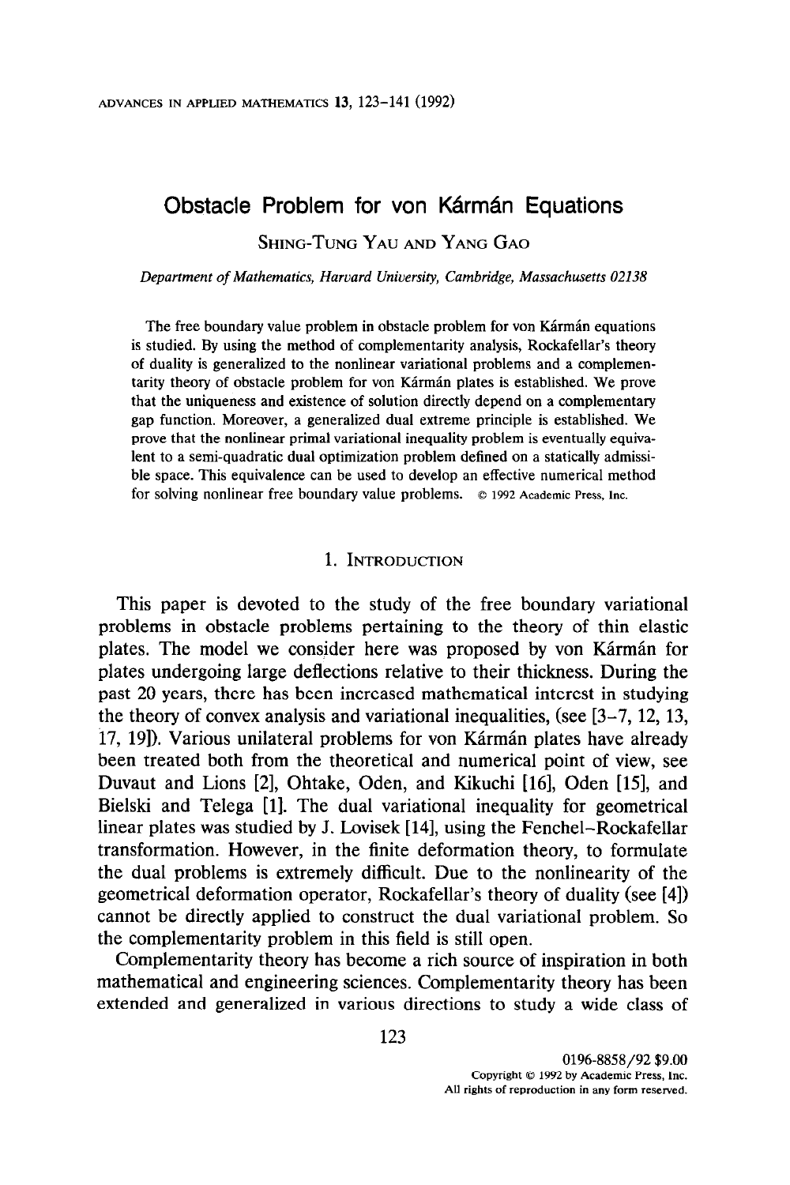# Obstacle Problem for von Kármán Equations

SHING-TUNG YAU AND YANG GAO

*Department of Mathematics, Harvard University, Cambridge, Massachusetts 02138*

The free boundary value problem in obstacle problem for von Kármán equations is studied. By using the method of complementarity analysis, Rockafellar's theory of duality is generalized to the nonlinear variational problems and a complementarity theory of obstacle problem for von Kármán plates is established. We prove that the uniqueness and existence of solution directly depend on a complementary gap function. Moreover, a generalized dual extreme principle is established. We prove that the nonlinear primal variational inequality problem is eventually equivalent to a semi-quadratic dual optimization problem defined on a statically admissible space. This equivalence can be used to develop an effective numerical method for solving nonlinear free boundary value problems. © 1992 Academic Press, Inc.

## 1. INTRODUCTION

This paper is devoted to the study of the free boundary variational problems in obstacle problems pertaining to the theory of thin elastic plates. The model we consider here was proposed by von Kármán for plates undergoing large deflections relative to their thickness. During the past 20 years, there has been increased mathematical interest in studying the theory of convex analysis and variational inequalities, (see [3–7, 12, 13, 17, 19]). Various unilateral problems for von Kármán plates have already been treated both from the theoretical and numerical point of view, see Duvaut and Lions [2], Ohtake, Oden, and Kikuchi [16], Oden [15], and Bielski and Telega [1]. The dual variational inequality for geometrical linear plates was studied by J. Lovisek [14], using the Fenchel–Rockafellar transformation. However, in the finite deformation theory, to formulate the dual problems is extremely difficult. Due to the nonlinearity of the geometrical deformation operator, Rockafellar's theory of duality (see [4]) cannot be directly applied to construct the dual variational problem. So the complementarity problem in this field is still open.

Complementarity theory has become a rich source of inspiration in both mathematical and engineering sciences. Complementarity theory has been extended and generalized in various directions to study a wide class of

0196-8858/92 $9.00
Copyright © 1992 by Academic Press, Inc.
All rights of reproduction in any form reserved.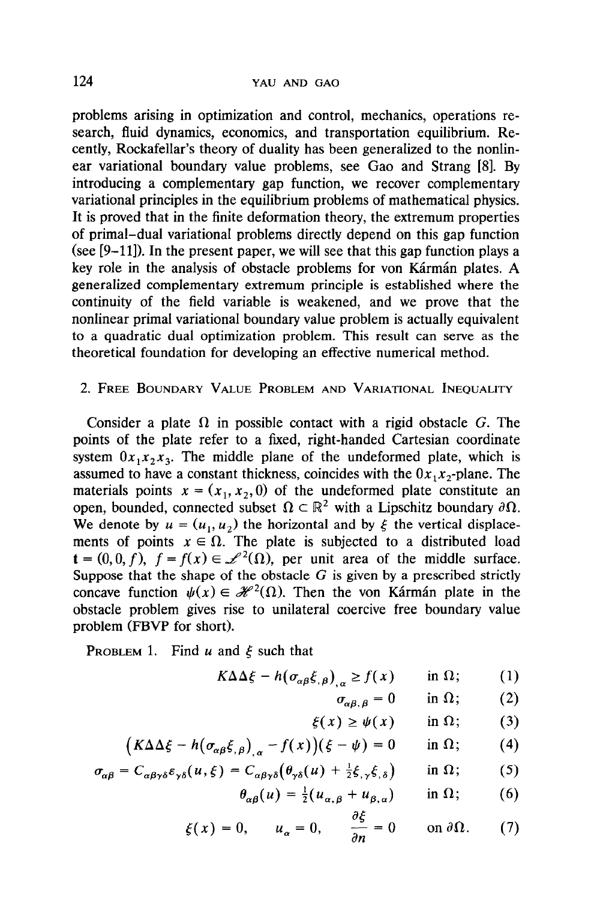problems arising in optimization and control, mechanics, operations research, fluid dynamics, economics, and transportation equilibrium. Recently, Rockafellar's theory of duality has been generalized to the nonlinear variational boundary value problems, see Gao and Strang [8]. By introducing a complementary gap function, we recover complementary variational principles in the equilibrium problems of mathematical physics. It is proved that in the finite deformation theory, the extremum properties of primal–dual variational problems directly depend on this gap function (see [9–11]). In the present paper, we will see that this gap function plays a key role in the analysis of obstacle problems for von Kármán plates. A generalized complementary extremum principle is established where the continuity of the field variable is weakened, and we prove that the nonlinear primal variational boundary value problem is actually equivalent to a quadratic dual optimization problem. This result can serve as the theoretical foundation for developing an effective numerical method.

## 2. Free Boundary Value Problem and Variational Inequality

Consider a plate $\Omega$ in possible contact with a rigid obstacle $G$. The points of the plate refer to a fixed, right-handed Cartesian coordinate system $0x_1x_2x_3$. The middle plane of the undeformed plate, which is assumed to have a constant thickness, coincides with the $0x_1x_2$-plane. The materials points $x = (x_1, x_2, 0)$ of the undeformed plate constitute an open, bounded, connected subset $\Omega \subset \mathbb{R}^2$ with a Lipschitz boundary $\partial\Omega$. We denote by $u = (u_1, u_2)$ the horizontal and by $\xi$ the vertical displacements of points $x \in \Omega$. The plate is subjected to a distributed load $\mathbf{t} = (0, 0, f)$, $f = f(x) \in \mathcal{L}^2(\Omega)$, per unit area of the middle surface. Suppose that the shape of the obstacle $G$ is given by a prescribed strictly concave function $\psi(x) \in \mathcal{H}^2(\Omega)$. Then the von Kármán plate in the obstacle problem gives rise to unilateral coercive free boundary value problem (FBVP for short).

**Problem 1.** Find $u$ and $\xi$ such that

$$K\Delta\Delta\xi - h(\sigma_{\alpha\beta}\xi_{,\beta})_{,\alpha} \geq f(x) \qquad \text{in } \Omega; \qquad (1)$$

$$\sigma_{\alpha\beta,\beta} = 0 \qquad \text{in } \Omega; \qquad (2)$$

$$\xi(x) \geq \psi(x) \qquad \text{in } \Omega; \qquad (3)$$

$$\left(K\Delta\Delta\xi - h(\sigma_{\alpha\beta}\xi_{,\beta})_{,\alpha} - f(x)\right)(\xi - \psi) = 0 \qquad \text{in } \Omega; \qquad (4)$$

$$\sigma_{\alpha\beta} = C_{\alpha\beta\gamma\delta}\varepsilon_{\gamma\delta}(u, \xi) = C_{\alpha\beta\gamma\delta}\left(\theta_{\gamma\delta}(u) + \tfrac{1}{2}\xi_{,\gamma}\xi_{,\delta}\right) \qquad \text{in } \Omega; \qquad (5)$$

$$\theta_{\alpha\beta}(u) = \tfrac{1}{2}(u_{\alpha,\beta} + u_{\beta,\alpha}) \qquad \text{in } \Omega; \qquad (6)$$

$$\xi(x) = 0, \qquad u_\alpha = 0, \qquad \frac{\partial\xi}{\partial n} = 0 \qquad \text{on } \partial\Omega. \qquad (7)$$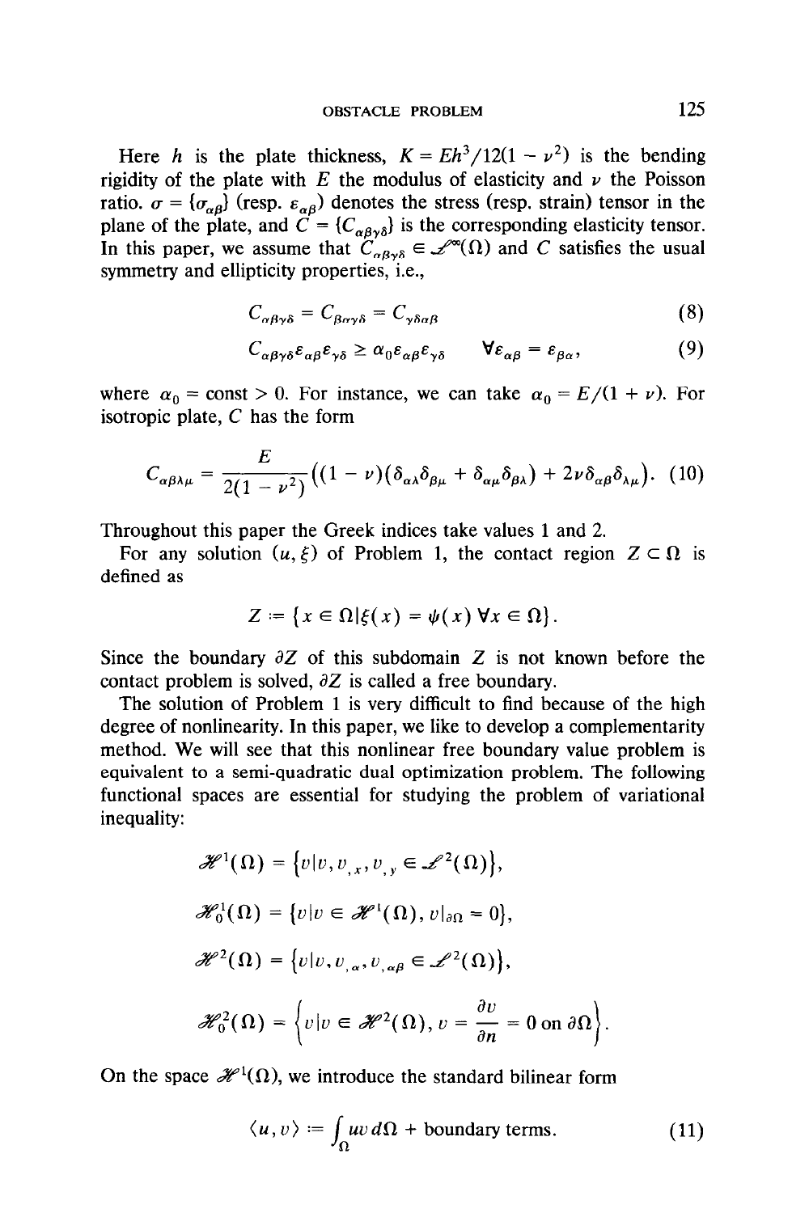Here $h$ is the plate thickness, $K = Eh^3/12(1 - \nu^2)$ is the bending rigidity of the plate with $E$ the modulus of elasticity and $\nu$ the Poisson ratio. $\sigma = \{\sigma_{\alpha\beta}\}$ (resp. $\varepsilon_{\alpha\beta}$) denotes the stress (resp. strain) tensor in the plane of the plate, and $C = \{C_{\alpha\beta\gamma\delta}\}$ is the corresponding elasticity tensor. In this paper, we assume that $C_{\alpha\beta\gamma\delta} \in \mathscr{L}^\infty(\Omega)$ and $C$ satisfies the usual symmetry and ellipticity properties, i.e.,

$$C_{\alpha\beta\gamma\delta} = C_{\beta\alpha\gamma\delta} = C_{\gamma\delta\alpha\beta} \tag{8}$$

$$C_{\alpha\beta\gamma\delta}\varepsilon_{\alpha\beta}\varepsilon_{\gamma\delta} \geq \alpha_0 \varepsilon_{\alpha\beta}\varepsilon_{\gamma\delta} \qquad \forall \varepsilon_{\alpha\beta} = \varepsilon_{\beta\alpha}, \tag{9}$$

where $\alpha_0 = \text{const} > 0$. For instance, we can take $\alpha_0 = E/(1 + \nu)$. For isotropic plate, $C$ has the form

$$C_{\alpha\beta\lambda\mu} = \frac{E}{2(1 - \nu^2)}\left((1 - \nu)(\delta_{\alpha\lambda}\delta_{\beta\mu} + \delta_{\alpha\mu}\delta_{\beta\lambda}) + 2\nu\delta_{\alpha\beta}\delta_{\lambda\mu}\right). \tag{10}$$

Throughout this paper the Greek indices take values 1 and 2.

For any solution $(u, \xi)$ of Problem 1, the contact region $Z \subset \Omega$ is defined as

$$Z := \{x \in \Omega \mid \xi(x) = \psi(x)\ \forall x \in \Omega\}.$$

Since the boundary $\partial Z$ of this subdomain $Z$ is not known before the contact problem is solved, $\partial Z$ is called a free boundary.

The solution of Problem 1 is very difficult to find because of the high degree of nonlinearity. In this paper, we like to develop a complementarity method. We will see that this nonlinear free boundary value problem is equivalent to a semi-quadratic dual optimization problem. The following functional spaces are essential for studying the problem of variational inequality:

$$\mathscr{H}^1(\Omega) = \{v \mid v, v_{,x}, v_{,y} \in \mathscr{L}^2(\Omega)\},$$

$$\mathscr{H}^1_0(\Omega) = \{v \mid v \in \mathscr{H}^1(\Omega),\ v|_{\partial\Omega} = 0\},$$

$$\mathscr{H}^2(\Omega) = \{v \mid v, v_{,\alpha}, v_{,\alpha\beta} \in \mathscr{L}^2(\Omega)\},$$

$$\mathscr{H}^2_0(\Omega) = \left\{v \mid v \in \mathscr{H}^2(\Omega),\ v = \frac{\partial v}{\partial n} = 0 \text{ on } \partial\Omega\right\}.$$

On the space $\mathscr{H}^1(\Omega)$, we introduce the standard bilinear form

$$\langle u, v \rangle := \int_\Omega uv\, d\Omega + \text{boundary terms}. \tag{11}$$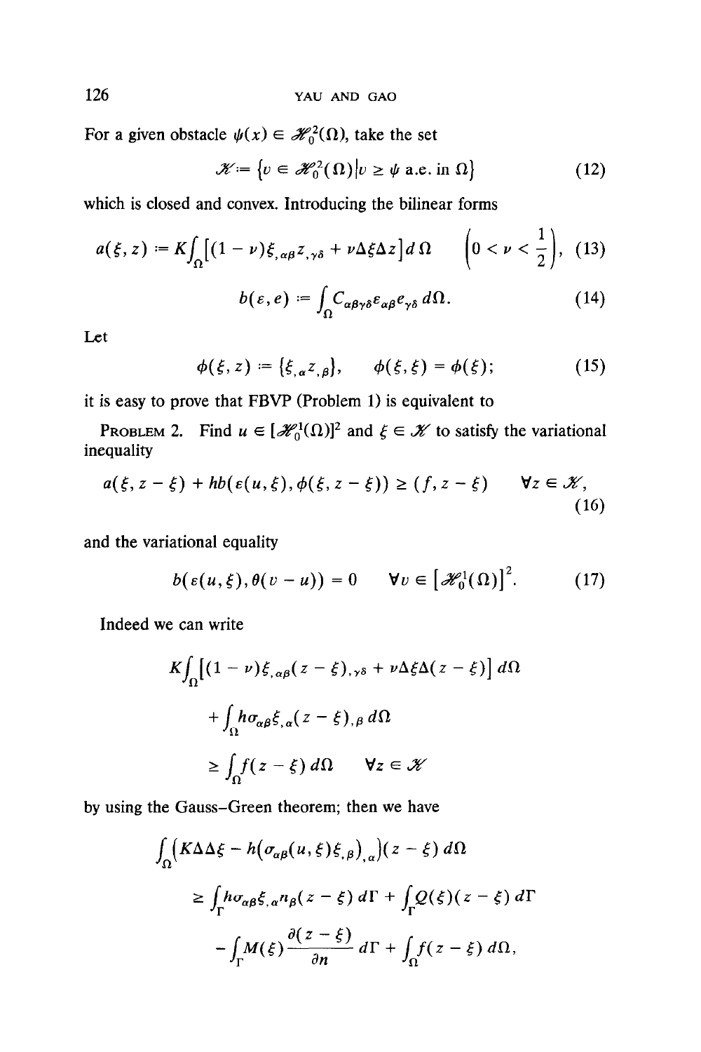For a given obstacle $\psi(x) \in \mathscr{H}_0^2(\Omega)$, take the set

$$\mathscr{K} := \{v \in \mathscr{H}_0^2(\Omega) | v \geq \psi \text{ a.e. in } \Omega\} \tag{12}$$

which is closed and convex. Introducing the bilinear forms

$$a(\xi, z) := K\int_\Omega [(1-\nu)\xi_{,\alpha\beta} z_{,\gamma\delta} + \nu \Delta\xi \Delta z] \, d\Omega \qquad \left(0 < \nu < \frac{1}{2}\right), \tag{13}$$

$$b(\varepsilon, e) := \int_\Omega C_{\alpha\beta\gamma\delta} \varepsilon_{\alpha\beta} e_{\gamma\delta} \, d\Omega. \tag{14}$$

Let

$$\phi(\xi, z) := \{\xi_{,\alpha} z_{,\beta}\}, \qquad \phi(\xi, \xi) = \phi(\xi); \tag{15}$$

it is easy to prove that FBVP (Problem 1) is equivalent to

Problem 2. Find $u \in [\mathscr{H}_0^1(\Omega)]^2$ and $\xi \in \mathscr{K}$ to satisfy the variational inequality

$$a(\xi, z - \xi) + hb(\varepsilon(u, \xi), \phi(\xi, z - \xi)) \geq (f, z - \xi) \qquad \forall z \in \mathscr{K}, \tag{16}$$

and the variational equality

$$b(\varepsilon(u, \xi), \theta(v - u)) = 0 \qquad \forall v \in [\mathscr{H}_0^1(\Omega)]^2. \tag{17}$$

Indeed we can write

$$\begin{aligned}
&K\int_\Omega [(1-\nu)\xi_{,\alpha\beta}(z - \xi)_{,\gamma\delta} + \nu\Delta\xi\Delta(z - \xi)] \, d\Omega \\
&\quad + \int_\Omega h\sigma_{\alpha\beta}\xi_{,\alpha}(z - \xi)_{,\beta} \, d\Omega \\
&\quad \geq \int_\Omega f(z - \xi) \, d\Omega \qquad \forall z \in \mathscr{K}
\end{aligned}$$

by using the Gauss–Green theorem; then we have

$$\begin{aligned}
&\int_\Omega \left(K\Delta\Delta\xi - h\left(\sigma_{\alpha\beta}(u, \xi)\xi_{,\beta}\right)_{,\alpha}\right)(z - \xi) \, d\Omega \\
&\quad \geq \int_\Gamma h\sigma_{\alpha\beta}\xi_{,\alpha} n_\beta (z - \xi) \, d\Gamma + \int_\Gamma Q(\xi)(z - \xi) \, d\Gamma \\
&\quad\quad - \int_\Gamma M(\xi)\frac{\partial(z - \xi)}{\partial n} \, d\Gamma + \int_\Omega f(z - \xi) \, d\Omega,
\end{aligned}$$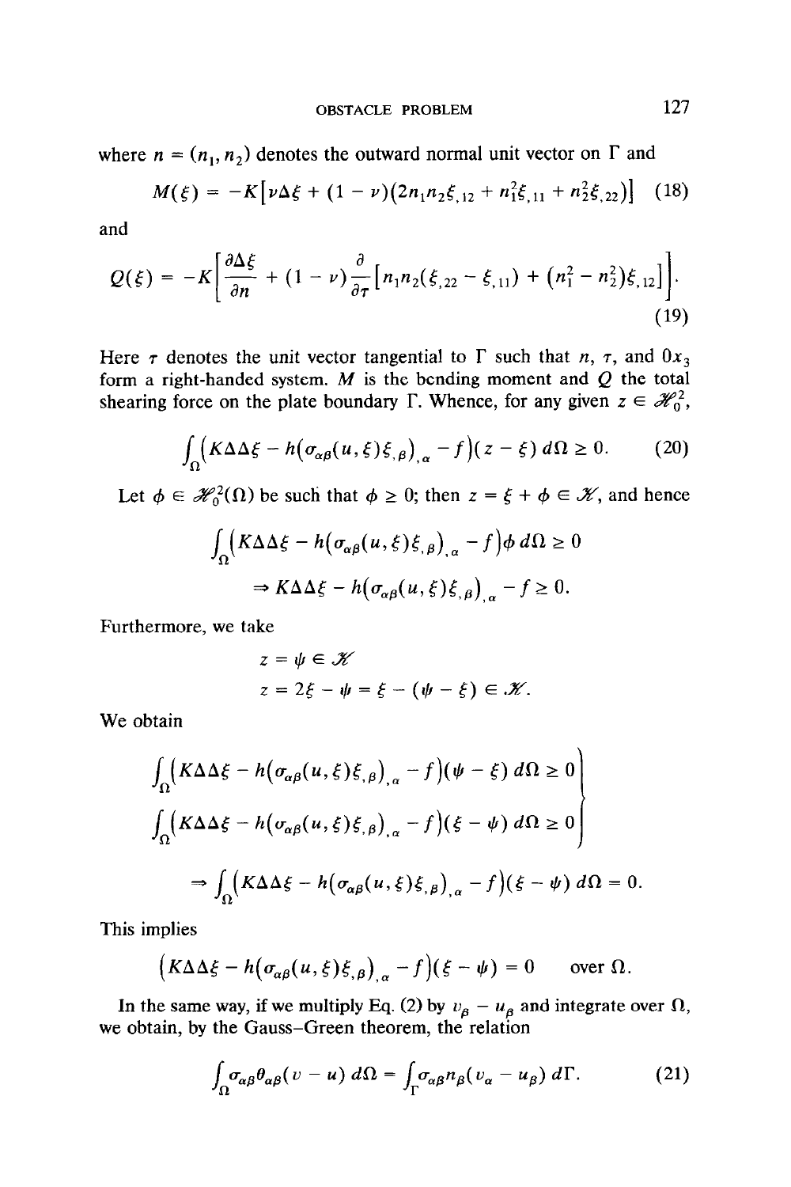where $n = (n_1, n_2)$ denotes the outward normal unit vector on $\Gamma$ and

$$M(\xi) = -K\left[\nu\Delta\xi + (1-\nu)\left(2n_1 n_2 \xi_{,12} + n_1^2 \xi_{,11} + n_2^2 \xi_{,22}\right)\right] \quad (18)$$

and

$$Q(\xi) = -K\left[\frac{\partial \Delta\xi}{\partial n} + (1-\nu)\frac{\partial}{\partial \tau}\left[n_1 n_2(\xi_{,22} - \xi_{,11}) + \left(n_1^2 - n_2^2\right)\xi_{,12}\right]\right]. \quad (19)$$

Here $\tau$ denotes the unit vector tangential to $\Gamma$ such that $n$, $\tau$, and $0x_3$ form a right-handed system. $M$ is the bending moment and $Q$ the total shearing force on the plate boundary $\Gamma$. Whence, for any given $z \in \mathscr{H}_0^2$,

$$\int_\Omega \left(K\Delta\Delta\xi - h\left(\sigma_{\alpha\beta}(u,\xi)\xi_{,\beta}\right)_{,\alpha} - f\right)(z - \xi)\, d\Omega \geq 0. \quad (20)$$

Let $\phi \in \mathscr{H}_0^2(\Omega)$ be such that $\phi \geq 0$; then $z = \xi + \phi \in \mathscr{K}$, and hence

$$\int_\Omega \left(K\Delta\Delta\xi - h\left(\sigma_{\alpha\beta}(u,\xi)\xi_{,\beta}\right)_{,\alpha} - f\right)\phi\, d\Omega \geq 0$$

$$\Rightarrow K\Delta\Delta\xi - h\left(\sigma_{\alpha\beta}(u,\xi)\xi_{,\beta}\right)_{,\alpha} - f \geq 0.$$

Furthermore, we take

$$z = \psi \in \mathscr{K}$$

$$z = 2\xi - \psi = \xi - (\psi - \xi) \in \mathscr{K}.$$

We obtain

$$\left.\begin{aligned}
&\int_\Omega \left(K\Delta\Delta\xi - h\left(\sigma_{\alpha\beta}(u,\xi)\xi_{,\beta}\right)_{,\alpha} - f\right)(\psi - \xi)\, d\Omega \geq 0 \\
&\int_\Omega \left(K\Delta\Delta\xi - h\left(\sigma_{\alpha\beta}(u,\xi)\xi_{,\beta}\right)_{,\alpha} - f\right)(\xi - \psi)\, d\Omega \geq 0
\end{aligned}\right\}$$

$$\Rightarrow \int_\Omega \left(K\Delta\Delta\xi - h\left(\sigma_{\alpha\beta}(u,\xi)\xi_{,\beta}\right)_{,\alpha} - f\right)(\xi - \psi)\, d\Omega = 0.$$

This implies

$$\left(K\Delta\Delta\xi - h\left(\sigma_{\alpha\beta}(u,\xi)\xi_{,\beta}\right)_{,\alpha} - f\right)(\xi - \psi) = 0 \qquad \text{over } \Omega.$$

In the same way, if we multiply Eq. (2) by $v_\beta - u_\beta$ and integrate over $\Omega$, we obtain, by the Gauss–Green theorem, the relation

$$\int_\Omega \sigma_{\alpha\beta}\theta_{\alpha\beta}(v - u)\, d\Omega = \int_\Gamma \sigma_{\alpha\beta} n_\beta (v_\alpha - u_\beta)\, d\Gamma. \quad (21)$$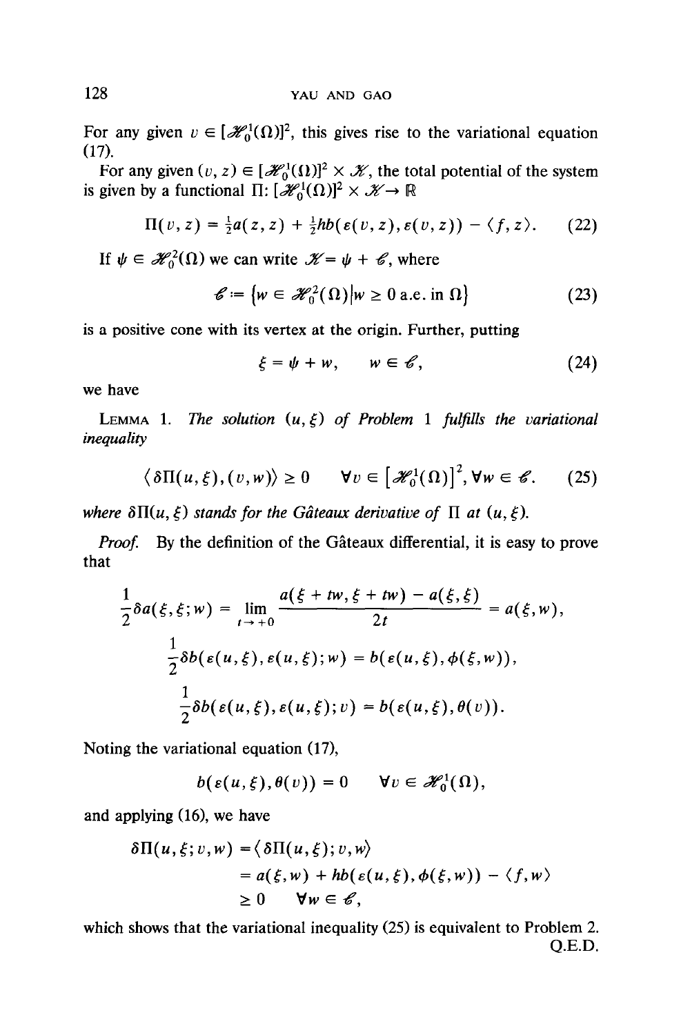For any given $v \in [\mathscr{H}_0^1(\Omega)]^2$, this gives rise to the variational equation (17).

For any given $(v, z) \in [\mathscr{H}_0^1(\Omega)]^2 \times \mathscr{K}$, the total potential of the system is given by a functional $\Pi: [\mathscr{H}_0^1(\Omega)]^2 \times \mathscr{K} \to \mathbb{R}$

$$\Pi(v, z) = \tfrac{1}{2}a(z, z) + \tfrac{1}{2}hb(\varepsilon(v, z), \varepsilon(v, z)) - \langle f, z \rangle. \tag{22}$$

If $\psi \in \mathscr{H}_0^2(\Omega)$ we can write $\mathscr{K} = \psi + \mathscr{C}$, where

$$\mathscr{C} := \{ w \in \mathscr{H}_0^2(\Omega) | w \geq 0 \text{ a.e. in } \Omega \} \tag{23}$$

is a positive cone with its vertex at the origin. Further, putting

$$\xi = \psi + w, \qquad w \in \mathscr{C}, \tag{24}$$

we have

**Lemma 1.** *The solution $(u, \xi)$ of Problem 1 fulfills the variational inequality*

$$\langle \delta\Pi(u, \xi), (v, w) \rangle \geq 0 \qquad \forall v \in [\mathscr{H}_0^1(\Omega)]^2, \forall w \in \mathscr{C}. \tag{25}$$

*where $\delta\Pi(u, \xi)$ stands for the Gâteaux derivative of $\Pi$ at $(u, \xi)$.*

*Proof.* By the definition of the Gâteaux differential, it is easy to prove that

$$\frac{1}{2}\delta a(\xi, \xi; w) = \lim_{t \to +0} \frac{a(\xi + tw, \xi + tw) - a(\xi, \xi)}{2t} = a(\xi, w),$$

$$\frac{1}{2}\delta b(\varepsilon(u, \xi), \varepsilon(u, \xi); w) = b(\varepsilon(u, \xi), \phi(\xi, w)),$$

$$\frac{1}{2}\delta b(\varepsilon(u, \xi), \varepsilon(u, \xi); v) = b(\varepsilon(u, \xi), \theta(v)).$$

Noting the variational equation (17),

$$b(\varepsilon(u, \xi), \theta(v)) = 0 \qquad \forall v \in \mathscr{H}_0^1(\Omega),$$

and applying (16), we have

$$\begin{aligned} \delta\Pi(u, \xi; v, w) &= \langle \delta\Pi(u, \xi); v, w \rangle \\ &= a(\xi, w) + hb(\varepsilon(u, \xi), \phi(\xi, w)) - \langle f, w \rangle \\ &\geq 0 \qquad \forall w \in \mathscr{C}, \end{aligned}$$

which shows that the variational inequality (25) is equivalent to Problem 2.

Q.E.D.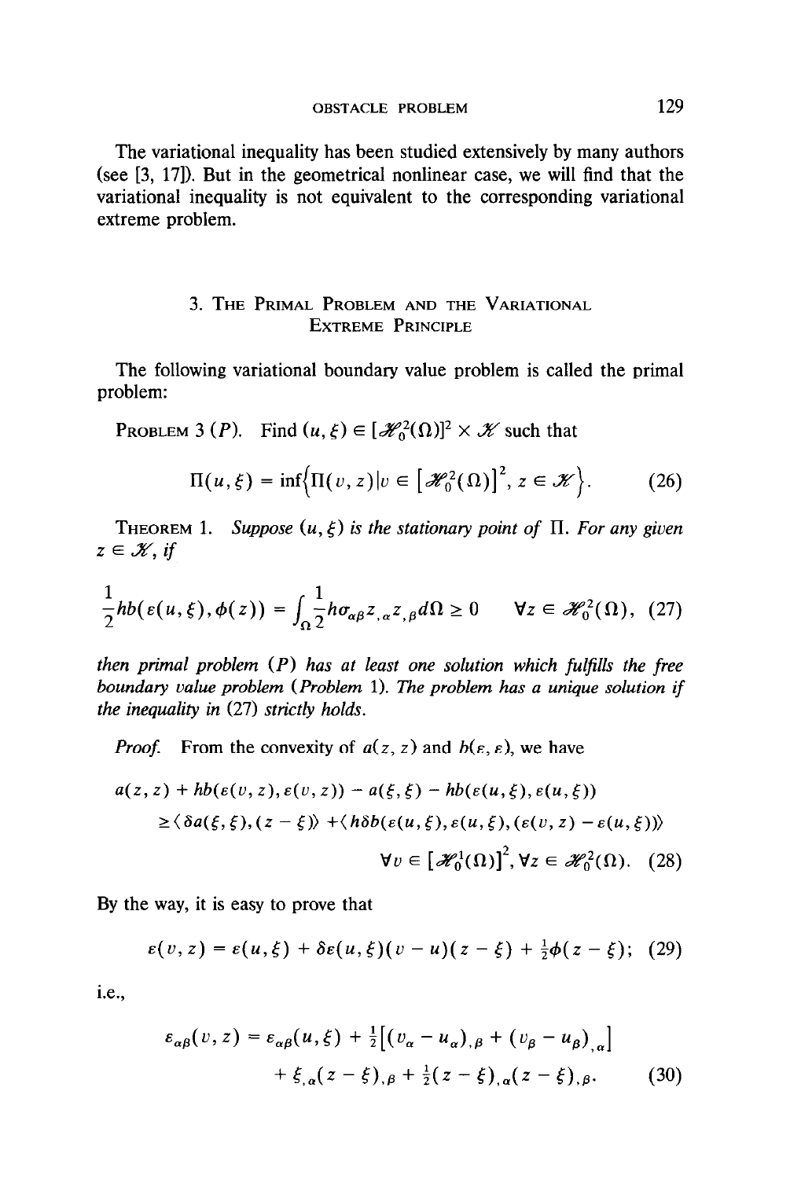The variational inequality has been studied extensively by many authors (see [3, 17]). But in the geometrical nonlinear case, we will find that the variational inequality is not equivalent to the corresponding variational extreme problem.

## 3. The Primal Problem and the Variational Extreme Principle

The following variational boundary value problem is called the primal problem:

Problem 3 ($P$). Find $(u, \xi) \in [\mathscr{H}_0^2(\Omega)]^2 \times \mathscr{K}$ such that

$$\Pi(u, \xi) = \inf\left\{\Pi(v, z) | v \in \left[\mathscr{H}_0^2(\Omega)\right]^2, z \in \mathscr{K}\right\}. \tag{26}$$

Theorem 1. *Suppose $(u, \xi)$ is the stationary point of $\Pi$. For any given $z \in \mathscr{K}$, if*

$$\frac{1}{2}hb(\varepsilon(u, \xi), \phi(z)) = \int_\Omega \frac{1}{2}h\sigma_{\alpha\beta}z_{,\alpha}z_{,\beta}d\Omega \geq 0 \qquad \forall z \in \mathscr{H}_0^2(\Omega), \tag{27}$$

*then primal problem ($P$) has at least one solution which fulfills the free boundary value problem (Problem 1). The problem has a unique solution if the inequality in (27) strictly holds.*

*Proof.* From the convexity of $a(z, z)$ and $b(\varepsilon, \varepsilon)$, we have

$$\begin{aligned} a(z, z) &+ hb(\varepsilon(v, z), \varepsilon(v, z)) - a(\xi, \xi) - hb(\varepsilon(u, \xi), \varepsilon(u, \xi)) \\ &\geq \langle \delta a(\xi, \xi), (z - \xi)\rangle + \langle h\delta b(\varepsilon(u, \xi), \varepsilon(u, \xi), (\varepsilon(v, z) - \varepsilon(u, \xi))\rangle \\ &\qquad\qquad\qquad\qquad \forall v \in \left[\mathscr{H}_0^1(\Omega)\right]^2, \forall z \in \mathscr{H}_0^2(\Omega). \end{aligned} \tag{28}$$

By the way, it is easy to prove that

$$\varepsilon(v, z) = \varepsilon(u, \xi) + \delta\varepsilon(u, \xi)(v - u)(z - \xi) + \tfrac{1}{2}\phi(z - \xi); \tag{29}$$

i.e.,

$$\begin{aligned} \varepsilon_{\alpha\beta}(v, z) = \varepsilon_{\alpha\beta}(u, \xi) &+ \tfrac{1}{2}\left[(v_\alpha - u_\alpha)_{,\beta} + (v_\beta - u_\beta)_{,\alpha}\right] \\ &+ \xi_{,\alpha}(z - \xi)_{,\beta} + \tfrac{1}{2}(z - \xi)_{,\alpha}(z - \xi)_{,\beta}. \end{aligned} \tag{30}$$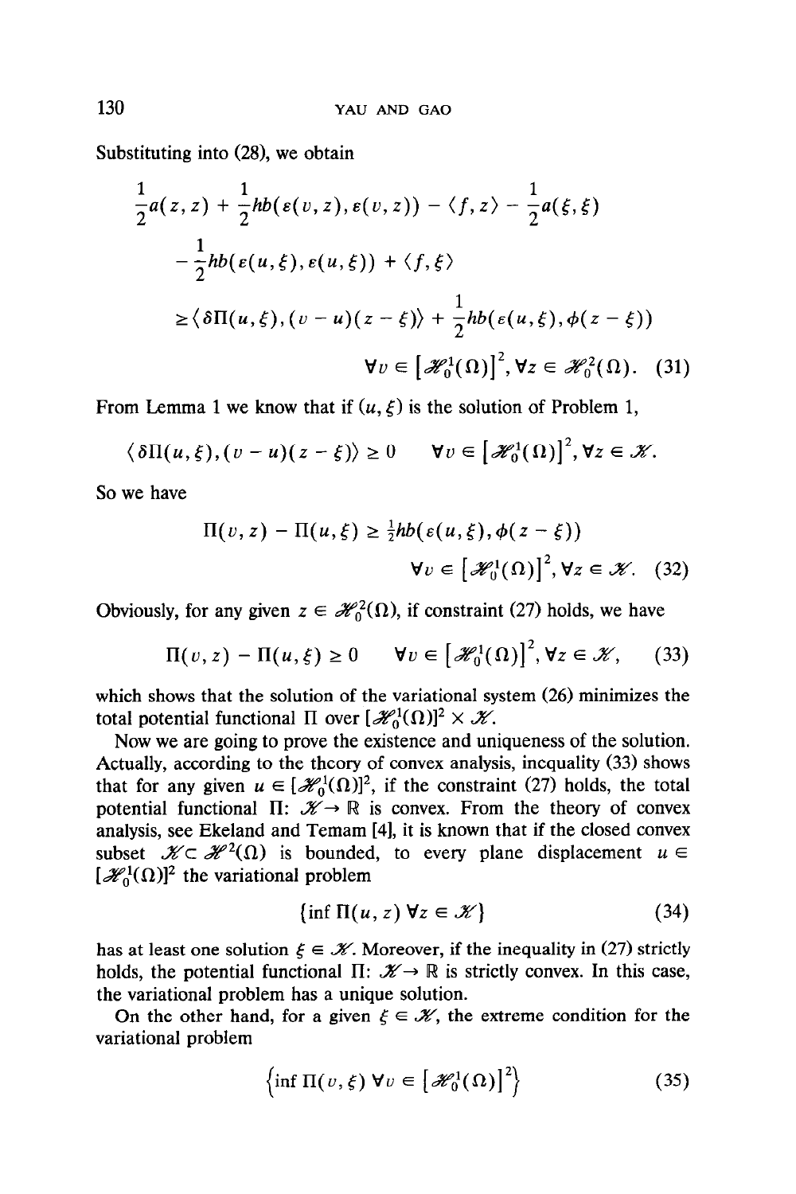Substituting into (28), we obtain

$$
\begin{aligned}
&\frac{1}{2}a(z,z) + \frac{1}{2}hb(\varepsilon(v,z),\varepsilon(v,z)) - \langle f,z\rangle - \frac{1}{2}a(\xi,\xi) \\
&\quad - \frac{1}{2}hb(\varepsilon(u,\xi),\varepsilon(u,\xi)) + \langle f,\xi\rangle \\
&\geq \langle \delta\Pi(u,\xi),(v-u)(z-\xi)\rangle + \frac{1}{2}hb(\varepsilon(u,\xi),\phi(z-\xi)) \\
&\qquad\qquad\qquad \forall v \in \left[\mathscr{H}_0^1(\Omega)\right]^2, \forall z \in \mathscr{H}_0^2(\Omega). \quad (31)
\end{aligned}
$$

From Lemma 1 we know that if $(u,\xi)$ is the solution of Problem 1,

$$
\langle \delta\Pi(u,\xi),(v-u)(z-\xi)\rangle \geq 0 \qquad \forall v \in \left[\mathscr{H}_0^1(\Omega)\right]^2, \forall z \in \mathscr{K}.
$$

So we have

$$
\begin{aligned}
\Pi(v,z) - \Pi(u,\xi) &\geq \tfrac{1}{2}hb(\varepsilon(u,\xi),\phi(z-\xi)) \\
&\qquad \forall v \in \left[\mathscr{H}_0^1(\Omega)\right]^2, \forall z \in \mathscr{K}. \quad (32)
\end{aligned}
$$

Obviously, for any given $z \in \mathscr{H}_0^2(\Omega)$, if constraint (27) holds, we have

$$
\Pi(v,z) - \Pi(u,\xi) \geq 0 \qquad \forall v \in \left[\mathscr{H}_0^1(\Omega)\right]^2, \forall z \in \mathscr{K}, \tag{33}
$$

which shows that the solution of the variational system (26) minimizes the total potential functional $\Pi$ over $[\mathscr{H}_0^1(\Omega)]^2 \times \mathscr{K}$.

Now we are going to prove the existence and uniqueness of the solution. Actually, according to the theory of convex analysis, inequality (33) shows that for any given $u \in [\mathscr{H}_0^1(\Omega)]^2$, if the constraint (27) holds, the total potential functional $\Pi$: $\mathscr{K} \to \mathbb{R}$ is convex. From the theory of convex analysis, see Ekeland and Temam [4], it is known that if the closed convex subset $\mathscr{K} \subset \mathscr{H}^2(\Omega)$ is bounded, to every plane displacement $u \in [\mathscr{H}_0^1(\Omega)]^2$ the variational problem

$$
\{\inf \Pi(u,z)\ \forall z \in \mathscr{K}\} \tag{34}
$$

has at least one solution $\xi \in \mathscr{K}$. Moreover, if the inequality in (27) strictly holds, the potential functional $\Pi$: $\mathscr{K} \to \mathbb{R}$ is strictly convex. In this case, the variational problem has a unique solution.

On the other hand, for a given $\xi \in \mathscr{K}$, the extreme condition for the variational problem

$$
\left\{\inf \Pi(v,\xi)\ \forall v \in \left[\mathscr{H}_0^1(\Omega)\right]^2\right\} \tag{35}
$$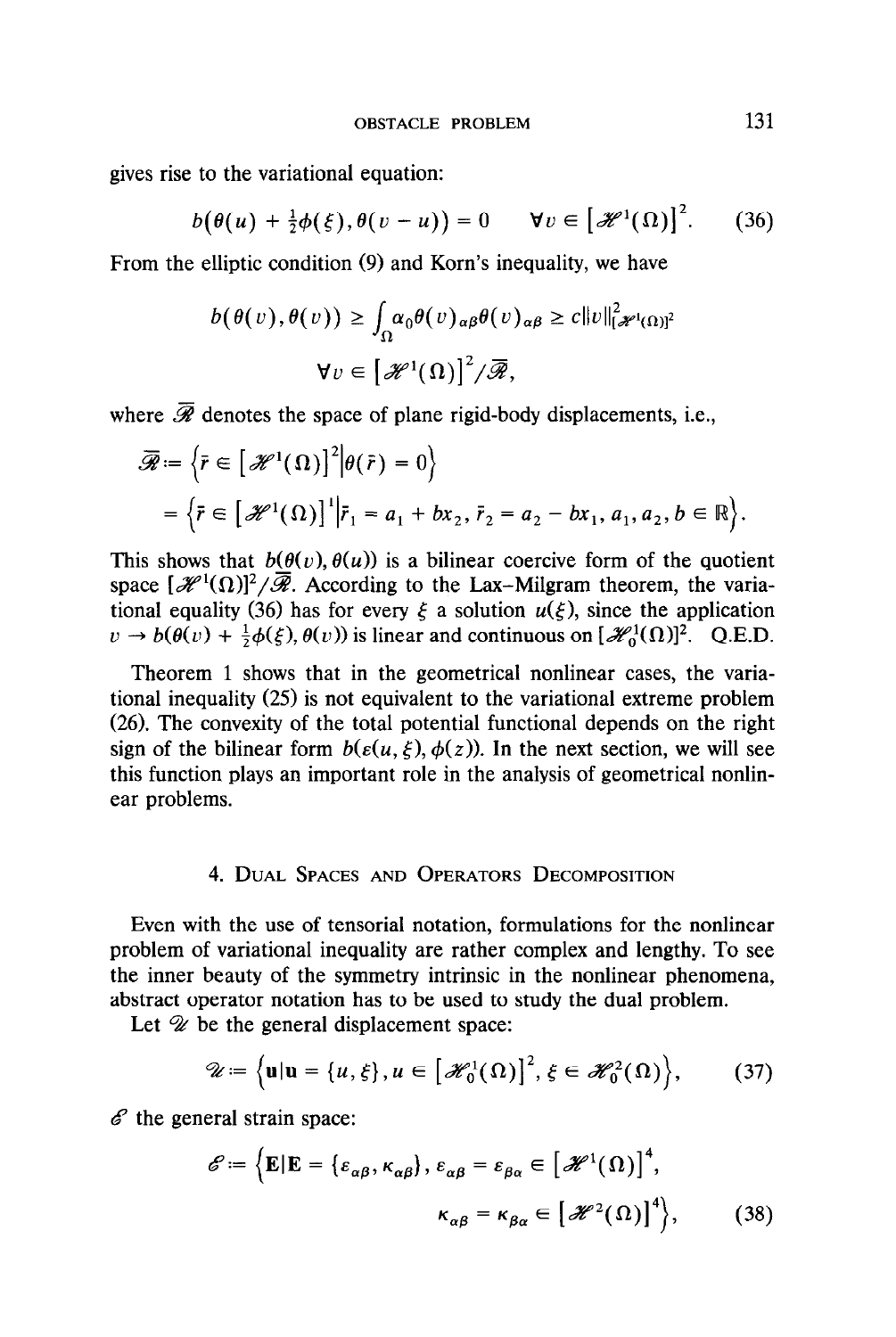gives rise to the variational equation:

$$b\big(\theta(u) + \tfrac{1}{2}\phi(\xi), \theta(v - u)\big) = 0 \qquad \forall v \in \left[\mathscr{H}^1(\Omega)\right]^2. \tag{36}$$

From the elliptic condition (9) and Korn's inequality, we have

$$b(\theta(v), \theta(v)) \geq \int_\Omega \alpha_0 \theta(v)_{\alpha\beta} \theta(v)_{\alpha\beta} \geq c\|v\|^2_{[\mathscr{H}^1(\Omega)]^2}$$

$$\forall v \in \left[\mathscr{H}^1(\Omega)\right]^2 / \overline{\mathscr{R}},$$

where $\overline{\mathscr{R}}$ denotes the space of plane rigid-body displacements, i.e.,

$$\overline{\mathscr{R}} := \left\{\bar{r} \in \left[\mathscr{H}^1(\Omega)\right]^2 \middle| \theta(\bar{r}) = 0\right\}$$

$$= \left\{\bar{r} \in \left[\mathscr{H}^1(\Omega)\right]^1 \middle| \bar{r}_1 = a_1 + bx_2, \bar{r}_2 = a_2 - bx_1, a_1, a_2, b \in \mathbb{R}\right\}.$$

This shows that $b(\theta(v), \theta(u))$ is a bilinear coercive form of the quotient space $[\mathscr{H}^1(\Omega)]^2/\overline{\mathscr{R}}$. According to the Lax–Milgram theorem, the variational equality (36) has for every $\xi$ a solution $u(\xi)$, since the application $v \to b(\theta(v) + \frac{1}{2}\phi(\xi), \theta(v))$ is linear and continuous on $[\mathscr{H}_0^1(\Omega)]^2$. Q.E.D.

Theorem 1 shows that in the geometrical nonlinear cases, the variational inequality (25) is not equivalent to the variational extreme problem (26). The convexity of the total potential functional depends on the right sign of the bilinear form $b(\varepsilon(u, \xi), \phi(z))$. In the next section, we will see this function plays an important role in the analysis of geometrical nonlinear problems.

## 4. Dual Spaces and Operators Decomposition

Even with the use of tensorial notation, formulations for the nonlinear problem of variational inequality are rather complex and lengthy. To see the inner beauty of the symmetry intrinsic in the nonlinear phenomena, abstract operator notation has to be used to study the dual problem.

Let $\mathscr{U}$ be the general displacement space:

$$\mathscr{U} := \left\{\mathbf{u} \middle| \mathbf{u} = \{u, \xi\}, u \in \left[\mathscr{H}_0^1(\Omega)\right]^2, \xi \in \mathscr{H}_0^2(\Omega)\right\}, \tag{37}$$

$\mathscr{E}$ the general strain space:

$$\mathscr{E} := \Big\{\mathbf{E} \Big| \mathbf{E} = \{\varepsilon_{\alpha\beta}, \kappa_{\alpha\beta}\}, \varepsilon_{\alpha\beta} = \varepsilon_{\beta\alpha} \in \left[\mathscr{H}^1(\Omega)\right]^4,$$

$$\kappa_{\alpha\beta} = \kappa_{\beta\alpha} \in \left[\mathscr{H}^2(\Omega)\right]^4\Big\}, \tag{38}$$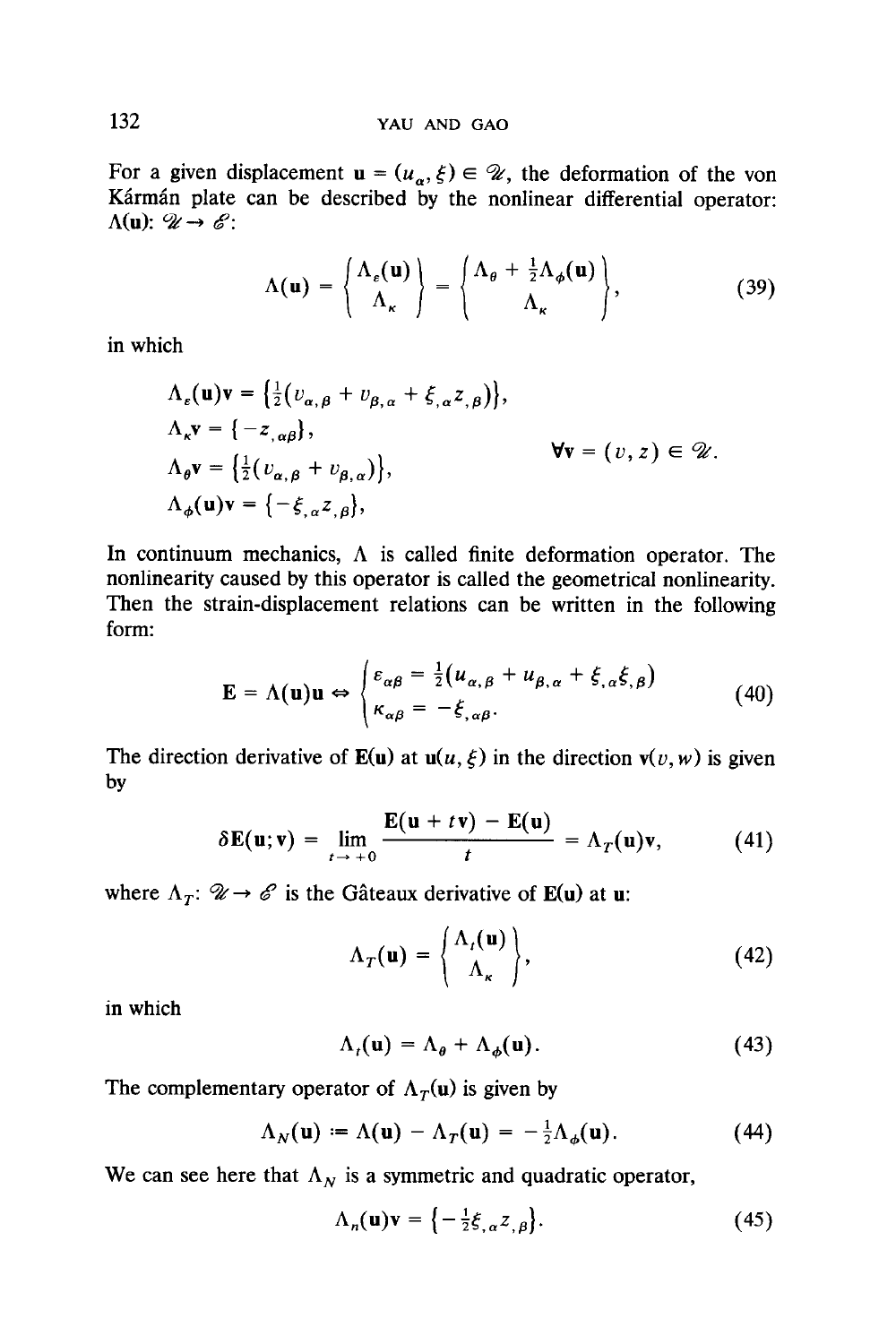For a given displacement $\mathbf{u} = (u_\alpha, \xi) \in \mathscr{U}$, the deformation of the von Kármán plate can be described by the nonlinear differential operator: $\Lambda(\mathbf{u})$: $\mathscr{U} \to \mathscr{E}$:

$$\Lambda(\mathbf{u}) = \begin{Bmatrix} \Lambda_\varepsilon(\mathbf{u}) \\ \Lambda_\kappa \end{Bmatrix} = \begin{Bmatrix} \Lambda_\theta + \frac{1}{2}\Lambda_\phi(\mathbf{u}) \\ \Lambda_\kappa \end{Bmatrix}, \tag{39}$$

in which

$$\begin{aligned} \Lambda_\varepsilon(\mathbf{u})\mathbf{v} &= \left\{\tfrac{1}{2}(v_{\alpha,\beta} + v_{\beta,\alpha} + \xi_{,\alpha} z_{,\beta})\right\}, \\ \Lambda_\kappa \mathbf{v} &= \{-z_{,\alpha\beta}\}, \\ \Lambda_\theta \mathbf{v} &= \left\{\tfrac{1}{2}(v_{\alpha,\beta} + v_{\beta,\alpha})\right\}, \\ \Lambda_\phi(\mathbf{u})\mathbf{v} &= \{-\xi_{,\alpha} z_{,\beta}\}, \end{aligned} \qquad \forall \mathbf{v} = (v, z) \in \mathscr{U}.$$

In continuum mechanics, $\Lambda$ is called finite deformation operator. The nonlinearity caused by this operator is called the geometrical nonlinearity. Then the strain-displacement relations can be written in the following form:

$$\mathbf{E} = \Lambda(\mathbf{u})\mathbf{u} \Leftrightarrow \begin{cases} \varepsilon_{\alpha\beta} = \frac{1}{2}(u_{\alpha,\beta} + u_{\beta,\alpha} + \xi_{,\alpha}\xi_{,\beta}) \\ \kappa_{\alpha\beta} = -\xi_{,\alpha\beta}. \end{cases} \tag{40}$$

The direction derivative of $\mathbf{E}(\mathbf{u})$ at $\mathbf{u}(u, \xi)$ in the direction $\mathbf{v}(v, w)$ is given by

$$\delta\mathbf{E}(\mathbf{u}; \mathbf{v}) = \lim_{t \to +0} \frac{\mathbf{E}(\mathbf{u} + t\mathbf{v}) - \mathbf{E}(\mathbf{u})}{t} = \Lambda_T(\mathbf{u})\mathbf{v}, \tag{41}$$

where $\Lambda_T$: $\mathscr{U} \to \mathscr{E}$ is the Gâteaux derivative of $\mathbf{E}(\mathbf{u})$ at $\mathbf{u}$:

$$\Lambda_T(\mathbf{u}) = \begin{Bmatrix} \Lambda_t(\mathbf{u}) \\ \Lambda_\kappa \end{Bmatrix}, \tag{42}$$

in which

$$\Lambda_t(\mathbf{u}) = \Lambda_\theta + \Lambda_\phi(\mathbf{u}). \tag{43}$$

The complementary operator of $\Lambda_T(\mathbf{u})$ is given by

$$\Lambda_N(\mathbf{u}) := \Lambda(\mathbf{u}) - \Lambda_T(\mathbf{u}) = -\tfrac{1}{2}\Lambda_\phi(\mathbf{u}). \tag{44}$$

We can see here that $\Lambda_N$ is a symmetric and quadratic operator,

$$\Lambda_n(\mathbf{u})\mathbf{v} = \left\{-\tfrac{1}{2}\xi_{,\alpha} z_{,\beta}\right\}. \tag{45}$$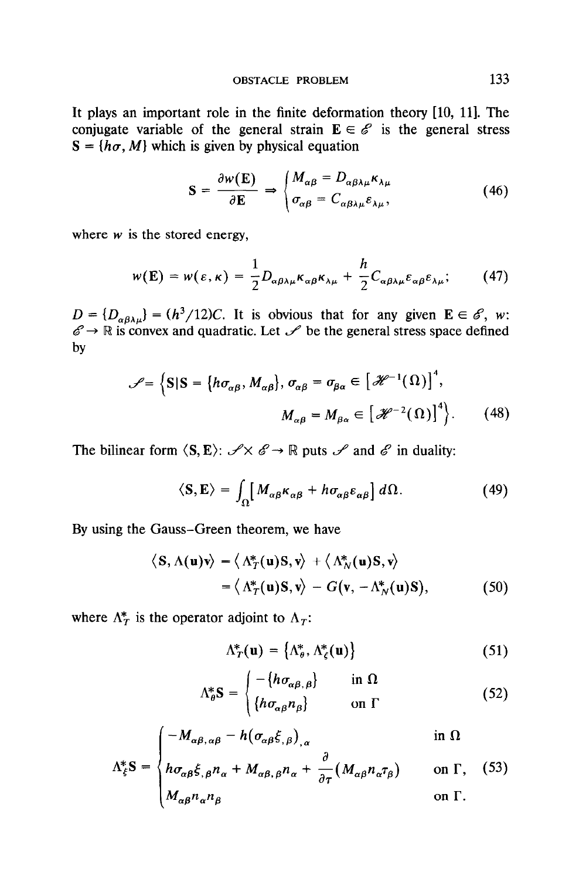It plays an important role in the finite deformation theory [10, 11]. The conjugate variable of the general strain $\mathbf{E} \in \mathscr{E}$ is the general stress $\mathbf{S} = \{h\sigma, M\}$ which is given by physical equation

$$\mathbf{S} = \frac{\partial w(\mathbf{E})}{\partial \mathbf{E}} \Rightarrow \begin{cases} M_{\alpha\beta} = D_{\alpha\beta\lambda\mu}\kappa_{\lambda\mu} \\ \sigma_{\alpha\beta} = C_{\alpha\beta\lambda\mu}\varepsilon_{\lambda\mu}, \end{cases} \tag{46}$$

where $w$ is the stored energy,

$$w(\mathbf{E}) = w(\varepsilon, \kappa) = \frac{1}{2} D_{\alpha\beta\lambda\mu}\kappa_{\alpha\beta}\kappa_{\lambda\mu} + \frac{h}{2} C_{\alpha\beta\lambda\mu}\varepsilon_{\alpha\beta}\varepsilon_{\lambda\mu}; \tag{47}$$

$D = \{D_{\alpha\beta\lambda\mu}\} = (h^3/12)C$. It is obvious that for any given $\mathbf{E} \in \mathscr{E}$, $w$: $\mathscr{E} \to \mathbb{R}$ is convex and quadratic. Let $\mathscr{S}$ be the general stress space defined by

$$\mathscr{S} = \Big\{ \mathbf{S} \,|\, \mathbf{S} = \{h\sigma_{\alpha\beta}, M_{\alpha\beta}\}, \sigma_{\alpha\beta} = \sigma_{\beta\alpha} \in [\mathscr{H}^{-1}(\Omega)]^4, \\ M_{\alpha\beta} = M_{\beta\alpha} \in [\mathscr{H}^{-2}(\Omega)]^4 \Big\}. \tag{48}$$

The bilinear form $\langle \mathbf{S}, \mathbf{E} \rangle$: $\mathscr{S} \times \mathscr{E} \to \mathbb{R}$ puts $\mathscr{S}$ and $\mathscr{E}$ in duality:

$$\langle \mathbf{S}, \mathbf{E} \rangle = \int_\Omega \left[ M_{\alpha\beta}\kappa_{\alpha\beta} + h\sigma_{\alpha\beta}\varepsilon_{\alpha\beta} \right] d\Omega. \tag{49}$$

By using the Gauss–Green theorem, we have

$$\begin{aligned} \langle \mathbf{S}, \Lambda(\mathbf{u})\mathbf{v} \rangle &= \langle \Lambda_T^*(\mathbf{u})\mathbf{S}, \mathbf{v} \rangle + \langle \Lambda_N^*(\mathbf{u})\mathbf{S}, \mathbf{v} \rangle \\ &= \langle \Lambda_T^*(\mathbf{u})\mathbf{S}, \mathbf{v} \rangle - G(\mathbf{v}, -\Lambda_N^*(\mathbf{u})\mathbf{S}), \end{aligned} \tag{50}$$

where $\Lambda_T^*$ is the operator adjoint to $\Lambda_T$:

$$\Lambda_T^*(\mathbf{u}) = \{\Lambda_\theta^*, \Lambda_\xi^*(\mathbf{u})\} \tag{51}$$

$$\Lambda_\theta^* \mathbf{S} = \begin{cases} -\{h\sigma_{\alpha\beta,\beta}\} & \text{in } \Omega \\ \{h\sigma_{\alpha\beta}n_\beta\} & \text{on } \Gamma \end{cases} \tag{52}$$

$$\Lambda_\xi^* \mathbf{S} = \begin{cases} -M_{\alpha\beta,\alpha\beta} - h(\sigma_{\alpha\beta}\xi_{,\beta})_{,\alpha} & \text{in } \Omega \\ h\sigma_{\alpha\beta}\xi_{,\beta}n_\alpha + M_{\alpha\beta,\beta}n_\alpha + \dfrac{\partial}{\partial \tau}(M_{\alpha\beta}n_\alpha\tau_\beta) & \text{on } \Gamma, \\ M_{\alpha\beta}n_\alpha n_\beta & \text{on } \Gamma. \end{cases} \tag{53}$$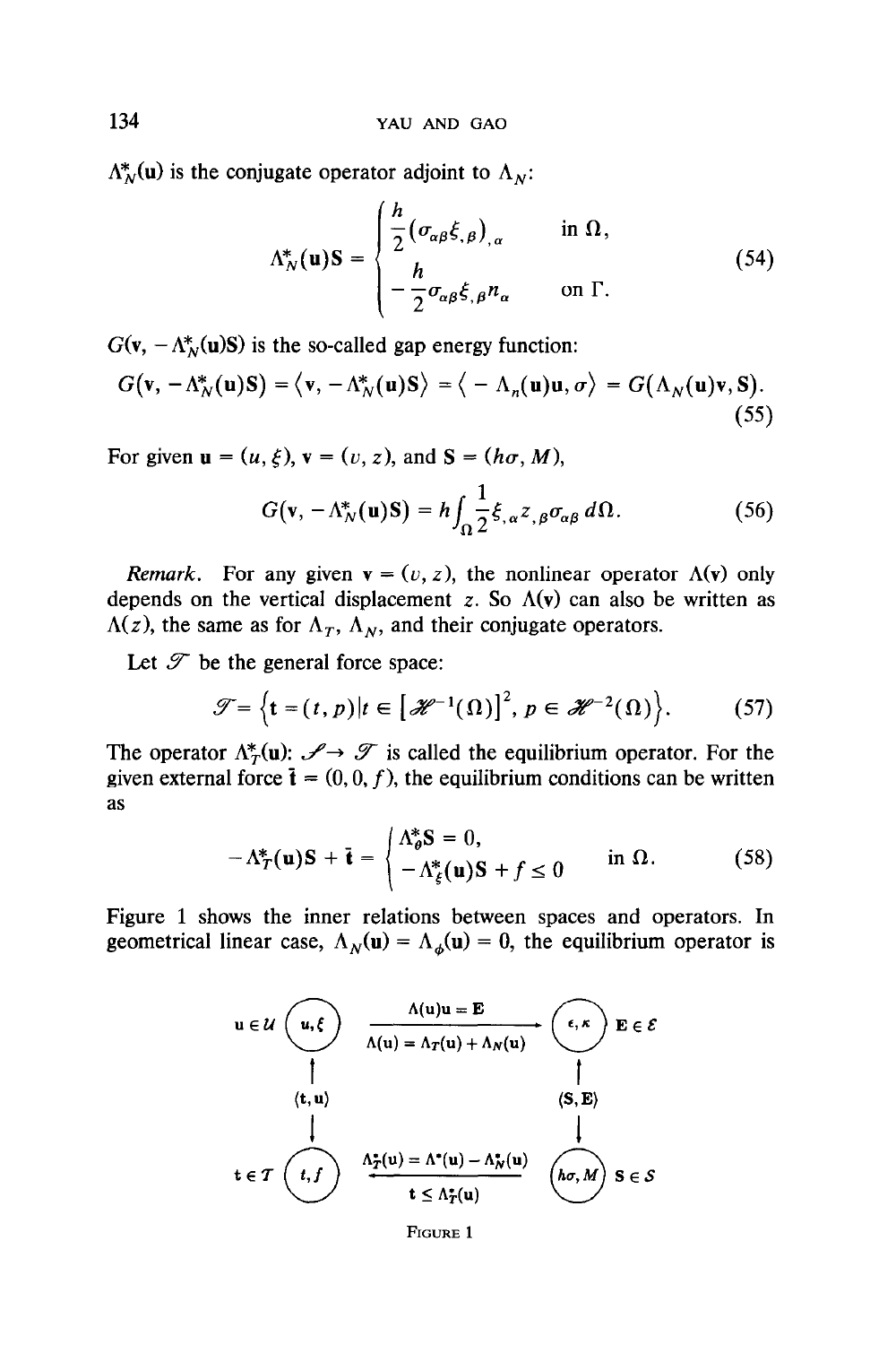$\Lambda_N^*(\mathbf{u})$ is the conjugate operator adjoint to $\Lambda_N$:

$$\Lambda_N^*(\mathbf{u})\mathbf{S} = \begin{cases} \dfrac{h}{2}(\sigma_{\alpha\beta}\xi_{,\beta})_{,\alpha} & \text{in } \Omega, \\ -\dfrac{h}{2}\sigma_{\alpha\beta}\xi_{,\beta}n_\alpha & \text{on } \Gamma. \end{cases} \tag{54}$$

$G(\mathbf{v}, -\Lambda_N^*(\mathbf{u})\mathbf{S})$ is the so-called gap energy function:

$$G(\mathbf{v}, -\Lambda_N^*(\mathbf{u})\mathbf{S}) = \langle \mathbf{v}, -\Lambda_N^*(\mathbf{u})\mathbf{S}\rangle = \langle -\Lambda_n(\mathbf{u})\mathbf{u}, \sigma\rangle = G(\Lambda_N(\mathbf{u})\mathbf{v}, \mathbf{S}). \tag{55}$$

For given $\mathbf{u} = (u, \xi)$, $\mathbf{v} = (v, z)$, and $\mathbf{S} = (h\sigma, M)$,

$$G(\mathbf{v}, -\Lambda_N^*(\mathbf{u})\mathbf{S}) = h\int_\Omega \frac{1}{2}\xi_{,\alpha}z_{,\beta}\sigma_{\alpha\beta}\,d\Omega. \tag{56}$$

*Remark.* For any given $\mathbf{v} = (v, z)$, the nonlinear operator $\Lambda(\mathbf{v})$ only depends on the vertical displacement $z$. So $\Lambda(\mathbf{v})$ can also be written as $\Lambda(z)$, the same as for $\Lambda_T$, $\Lambda_N$, and their conjugate operators.

Let $\mathscr{T}$ be the general force space:

$$\mathscr{T} = \left\{\mathbf{t} = (t, p) \,|\, t \in [\mathscr{H}^{-1}(\Omega)]^2,\ p \in \mathscr{H}^{-2}(\Omega)\right\}. \tag{57}$$

The operator $\Lambda_T^*(\mathbf{u})$: $\mathscr{S} \to \mathscr{T}$ is called the equilibrium operator. For the given external force $\bar{\mathbf{t}} = (0, 0, f)$, the equilibrium conditions can be written as

$$-\Lambda_T^*(\mathbf{u})\mathbf{S} + \bar{\mathbf{t}} = \begin{cases} \Lambda_\theta^*\mathbf{S} = 0, \\ -\Lambda_\xi^*(\mathbf{u})\mathbf{S} + f \le 0 \end{cases} \quad \text{in } \Omega. \tag{58}$$

Figure 1 shows the inner relations between spaces and operators. In geometrical linear case, $\Lambda_N(\mathbf{u}) = \Lambda_\phi(\mathbf{u}) = 0$, the equilibrium operator is

$\mathbf{u} \in \mathcal{U}$ $(u, \xi)$ — $\Lambda(\mathbf{u})\mathbf{u} = \mathbf{E}$, $\Lambda(\mathbf{u}) = \Lambda_T(\mathbf{u}) + \Lambda_N(\mathbf{u})$ → $(\epsilon, \kappa)$ $\mathbf{E} \in \mathcal{E}$

$\langle \mathbf{t}, \mathbf{u}\rangle$ — $\langle \mathbf{S}, \mathbf{E}\rangle$

$\mathbf{t} \in \mathcal{T}$ $(t, f)$ ← $\Lambda_T^*(\mathbf{u}) = \Lambda^*(\mathbf{u}) - \Lambda_N^*(\mathbf{u})$, $\mathbf{t} \le \Lambda_T^*(\mathbf{u})$ — $(h\sigma, M)$ $\mathbf{S} \in \mathcal{S}$

FIGURE 1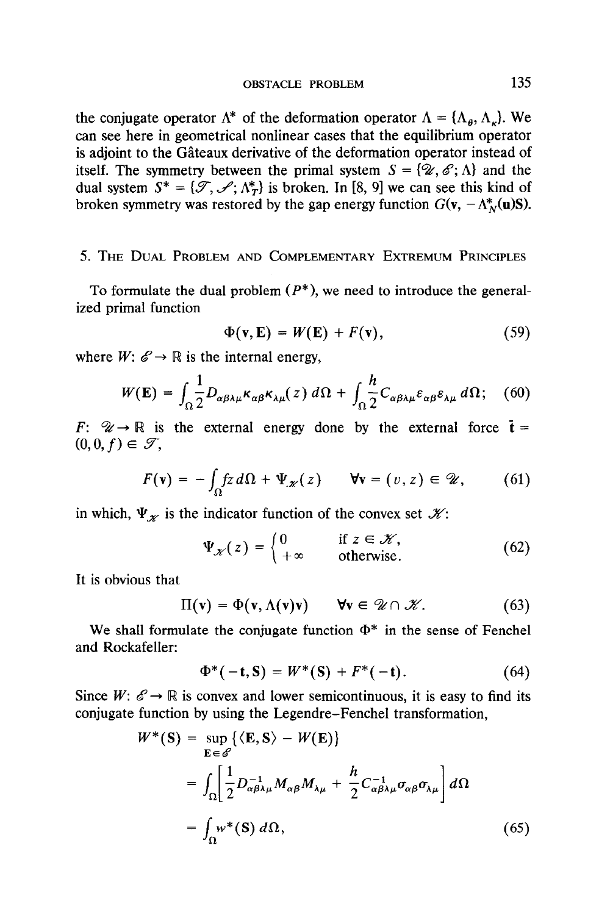the conjugate operator $\Lambda^*$ of the deformation operator $\Lambda = \{\Lambda_\theta, \Lambda_\kappa\}$. We can see here in geometrical nonlinear cases that the equilibrium operator is adjoint to the Gâteaux derivative of the deformation operator instead of itself. The symmetry between the primal system $S = \{\mathscr{U}, \mathscr{E}; \Lambda\}$ and the dual system $S^* = \{\mathscr{T}, \mathscr{S}; \Lambda_T^*\}$ is broken. In [8, 9] we can see this kind of broken symmetry was restored by the gap energy function $G(\mathbf{v}, -\Lambda_N^*(\mathbf{u})\mathbf{S})$.

## 5. The Dual Problem and Complementary Extremum Principles

To formulate the dual problem $(P^*)$, we need to introduce the generalized primal function

$$\Phi(\mathbf{v}, \mathbf{E}) = W(\mathbf{E}) + F(\mathbf{v}), \tag{59}$$

where $W\colon \mathscr{E} \to \mathbb{R}$ is the internal energy,

$$W(\mathbf{E}) = \int_\Omega \frac{1}{2} D_{\alpha\beta\lambda\mu} \kappa_{\alpha\beta} \kappa_{\lambda\mu}(z)\, d\Omega + \int_\Omega \frac{h}{2} C_{\alpha\beta\lambda\mu} \varepsilon_{\alpha\beta} \varepsilon_{\lambda\mu}\, d\Omega; \tag{60}$$

$F\colon \mathscr{U} \to \mathbb{R}$ is the external energy done by the external force $\bar{\mathbf{t}} = (0, 0, f) \in \mathscr{T}$,

$$F(\mathbf{v}) = -\int_\Omega fz\, d\Omega + \Psi_{\mathscr{K}}(z) \qquad \forall \mathbf{v} = (v, z) \in \mathscr{U}, \tag{61}$$

in which, $\Psi_{\mathscr{K}}$ is the indicator function of the convex set $\mathscr{K}$:

$$\Psi_{\mathscr{K}}(z) = \begin{cases} 0 & \text{if } z \in \mathscr{K}, \\ +\infty & \text{otherwise}. \end{cases} \tag{62}$$

It is obvious that

$$\Pi(\mathbf{v}) = \Phi(\mathbf{v}, \Lambda(\mathbf{v})\mathbf{v}) \qquad \forall \mathbf{v} \in \mathscr{U} \cap \mathscr{K}. \tag{63}$$

We shall formulate the conjugate function $\Phi^*$ in the sense of Fenchel and Rockafeller:

$$\Phi^*(-\mathbf{t}, \mathbf{S}) = W^*(\mathbf{S}) + F^*(-\mathbf{t}). \tag{64}$$

Since $W\colon \mathscr{E} \to \mathbb{R}$ is convex and lower semicontinuous, it is easy to find its conjugate function by using the Legendre–Fenchel transformation,

$$\begin{aligned} W^*(\mathbf{S}) &= \sup_{\mathbf{E} \in \mathscr{E}} \{\langle \mathbf{E}, \mathbf{S} \rangle - W(\mathbf{E})\} \\ &= \int_\Omega \left[ \frac{1}{2} D^{-1}_{\alpha\beta\lambda\mu} M_{\alpha\beta} M_{\lambda\mu} + \frac{h}{2} C^{-1}_{\alpha\beta\lambda\mu} \sigma_{\alpha\beta} \sigma_{\lambda\mu} \right] d\Omega \\ &= \int_\Omega w^*(\mathbf{S})\, d\Omega, \end{aligned} \tag{65}$$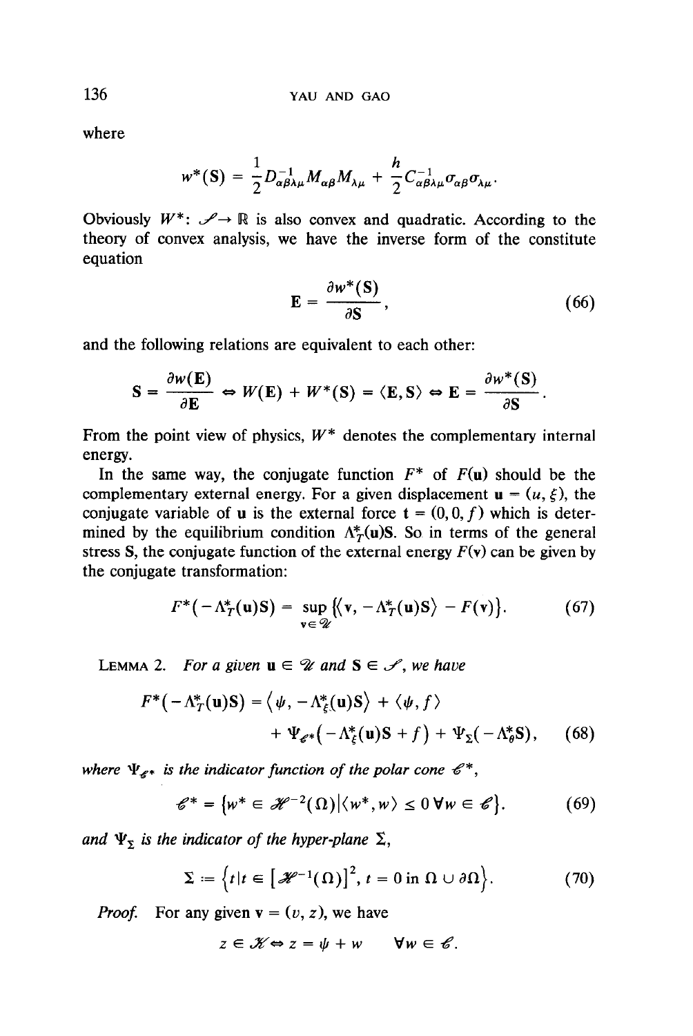where

$$w^*(\mathbf{S}) = \frac{1}{2} D^{-1}_{\alpha\beta\lambda\mu} M_{\alpha\beta} M_{\lambda\mu} + \frac{h}{2} C^{-1}_{\alpha\beta\lambda\mu} \sigma_{\alpha\beta} \sigma_{\lambda\mu}.$$

Obviously $W^*: \mathscr{S} \to \mathbb{R}$ is also convex and quadratic. According to the theory of convex analysis, we have the inverse form of the constitute equation

$$\mathbf{E} = \frac{\partial w^*(\mathbf{S})}{\partial \mathbf{S}}, \tag{66}$$

and the following relations are equivalent to each other:

$$\mathbf{S} = \frac{\partial w(\mathbf{E})}{\partial \mathbf{E}} \Leftrightarrow W(\mathbf{E}) + W^*(\mathbf{S}) = \langle \mathbf{E}, \mathbf{S} \rangle \Leftrightarrow \mathbf{E} = \frac{\partial w^*(\mathbf{S})}{\partial \mathbf{S}}.$$

From the point view of physics, $W^*$ denotes the complementary internal energy.

In the same way, the conjugate function $F^*$ of $F(\mathbf{u})$ should be the complementary external energy. For a given displacement $\mathbf{u} = (u, \xi)$, the conjugate variable of $\mathbf{u}$ is the external force $\mathbf{t} = (0, 0, f)$ which is determined by the equilibrium condition $\Lambda^*_T(\mathbf{u})\mathbf{S}$. So in terms of the general stress $\mathbf{S}$, the conjugate function of the external energy $F(\mathbf{v})$ can be given by the conjugate transformation:

$$F^*(-\Lambda^*_T(\mathbf{u})\mathbf{S}) = \sup_{\mathbf{v} \in \mathscr{U}} \left\{ \langle \mathbf{v}, -\Lambda^*_T(\mathbf{u})\mathbf{S} \rangle - F(\mathbf{v}) \right\}. \tag{67}$$

LEMMA 2. *For a given* $\mathbf{u} \in \mathscr{U}$ *and* $\mathbf{S} \in \mathscr{S}$, *we have*

$$F^*(-\Lambda^*_T(\mathbf{u})\mathbf{S}) = \langle \psi, -\Lambda^*_\xi(\mathbf{u})\mathbf{S} \rangle + \langle \psi, f \rangle + \Psi_{\mathscr{C}^*}(-\Lambda^*_\xi(\mathbf{u})\mathbf{S} + f) + \Psi_\Sigma(-\Lambda^*_\theta \mathbf{S}), \tag{68}$$

*where* $\Psi_{\mathscr{C}^*}$ *is the indicator function of the polar cone* $\mathscr{C}^*$,

$$\mathscr{C}^* = \left\{ w^* \in \mathscr{H}^{-2}(\Omega) \,|\, \langle w^*, w \rangle \leq 0 \; \forall w \in \mathscr{C} \right\}. \tag{69}$$

*and* $\Psi_\Sigma$ *is the indicator of the hyper-plane* $\Sigma$,

$$\Sigma := \left\{ t \,|\, t \in \left[\mathscr{H}^{-1}(\Omega)\right]^2, \, t = 0 \text{ in } \Omega \cup \partial\Omega \right\}. \tag{70}$$

*Proof.* For any given $\mathbf{v} = (v, z)$, we have

$$z \in \mathscr{K} \Leftrightarrow z = \psi + w \qquad \forall w \in \mathscr{C}.$$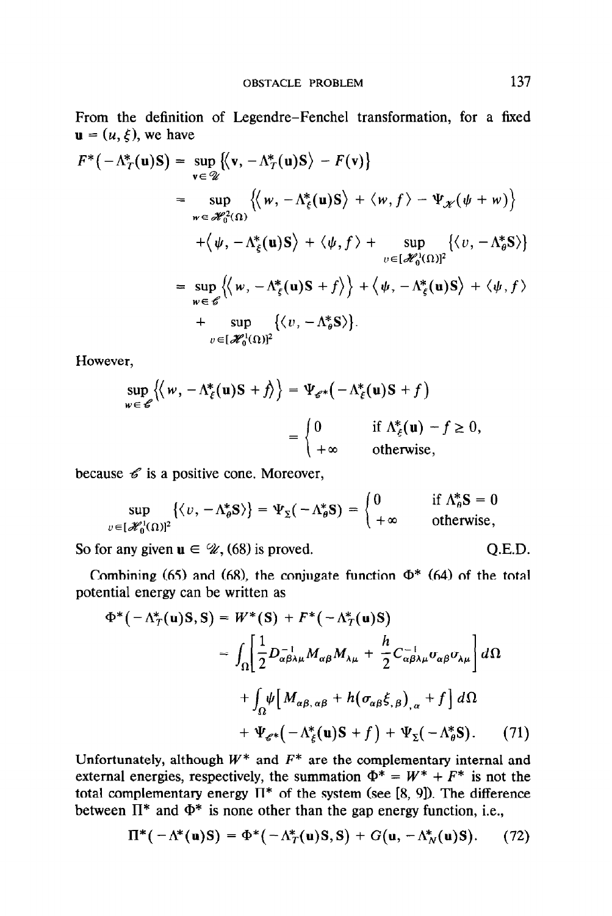From the definition of Legendre–Fenchel transformation, for a fixed $\mathbf{u} = (u, \xi)$, we have

$$
\begin{aligned}
F^*(-\Lambda_T^*(\mathbf{u})\mathbf{S}) &= \sup_{\mathbf{v} \in \mathscr{U}} \{\langle \mathbf{v}, -\Lambda_T^*(\mathbf{u})\mathbf{S}\rangle - F(\mathbf{v})\} \\
&= \sup_{w \in \mathscr{H}_0^2(\Omega)} \{\langle w, -\Lambda_\xi^*(\mathbf{u})\mathbf{S}\rangle + \langle w, f\rangle - \Psi_{\mathscr{K}}(\psi + w)\} \\
&\quad + \langle \psi, -\Lambda_\xi^*(\mathbf{u})\mathbf{S}\rangle + \langle \psi, f\rangle + \sup_{v \in [\mathscr{H}_0^1(\Omega)]^2} \{\langle v, -\Lambda_\theta^*\mathbf{S}\rangle\} \\
&= \sup_{w \in \mathscr{C}} \{\langle w, -\Lambda_\xi^*(\mathbf{u})\mathbf{S} + f\rangle\} + \langle \psi, -\Lambda_\xi^*(\mathbf{u})\mathbf{S}\rangle + \langle \psi, f\rangle \\
&\quad + \sup_{v \in [\mathscr{H}_0^1(\Omega)]^2} \{\langle v, -\Lambda_\theta^*\mathbf{S}\rangle\}.
\end{aligned}
$$

However,

$$
\begin{aligned}
\sup_{w \in \mathscr{C}} \{\langle w, -\Lambda_\xi^*(\mathbf{u})\mathbf{S} + f\rangle\} &= \Psi_{\mathscr{C}^*}(-\Lambda_\xi^*(\mathbf{u})\mathbf{S} + f) \\
&= \begin{cases} 0 & \text{if } \Lambda_\xi^*(\mathbf{u}) - f \geq 0, \\ +\infty & \text{otherwise,} \end{cases}
\end{aligned}
$$

because $\mathscr{C}$ is a positive cone. Moreover,

$$
\sup_{v \in [\mathscr{H}_0^1(\Omega)]^2} \{\langle v, -\Lambda_\theta^*\mathbf{S}\rangle\} = \Psi_\Sigma(-\Lambda_\theta^*\mathbf{S}) = \begin{cases} 0 & \text{if } \Lambda_\theta^*\mathbf{S} = 0 \\ +\infty & \text{otherwise,} \end{cases}
$$

So for any given $\mathbf{u} \in \mathscr{U}$, (68) is proved. Q.E.D.

Combining (65) and (68), the conjugate function $\Phi^*$ (64) of the total potential energy can be written as

$$
\begin{aligned}
\Phi^*(-\Lambda_T^*(\mathbf{u})\mathbf{S}, \mathbf{S}) &= W^*(\mathbf{S}) + F^*(-\Lambda_T^*(\mathbf{u})\mathbf{S}) \\
&= \int_\Omega \left[\frac{1}{2} D_{\alpha\beta\lambda\mu}^{-1} M_{\alpha\beta} M_{\lambda\mu} + \frac{h}{2} C_{\alpha\beta\lambda\mu}^{-1} \sigma_{\alpha\beta} \sigma_{\lambda\mu}\right] d\Omega \\
&\quad + \int_\Omega \psi\left[M_{\alpha\beta,\alpha\beta} + h(\sigma_{\alpha\beta}\xi_{,\beta})_{,\alpha} + f\right] d\Omega \\
&\quad + \Psi_{\mathscr{C}^*}(-\Lambda_\xi^*(\mathbf{u})\mathbf{S} + f) + \Psi_\Sigma(-\Lambda_\theta^*\mathbf{S}). \qquad (71)
\end{aligned}
$$

Unfortunately, although $W^*$ and $F^*$ are the complementary internal and external energies, respectively, the summation $\Phi^* = W^* + F^*$ is not the total complementary energy $\Pi^*$ of the system (see [8, 9]). The difference between $\Pi^*$ and $\Phi^*$ is none other than the gap energy function, i.e.,

$$
\Pi^*(-\Lambda^*(\mathbf{u})\mathbf{S}) = \Phi^*(-\Lambda_T^*(\mathbf{u})\mathbf{S}, \mathbf{S}) + G(\mathbf{u}, -\Lambda_N^*(\mathbf{u})\mathbf{S}). \qquad (72)
$$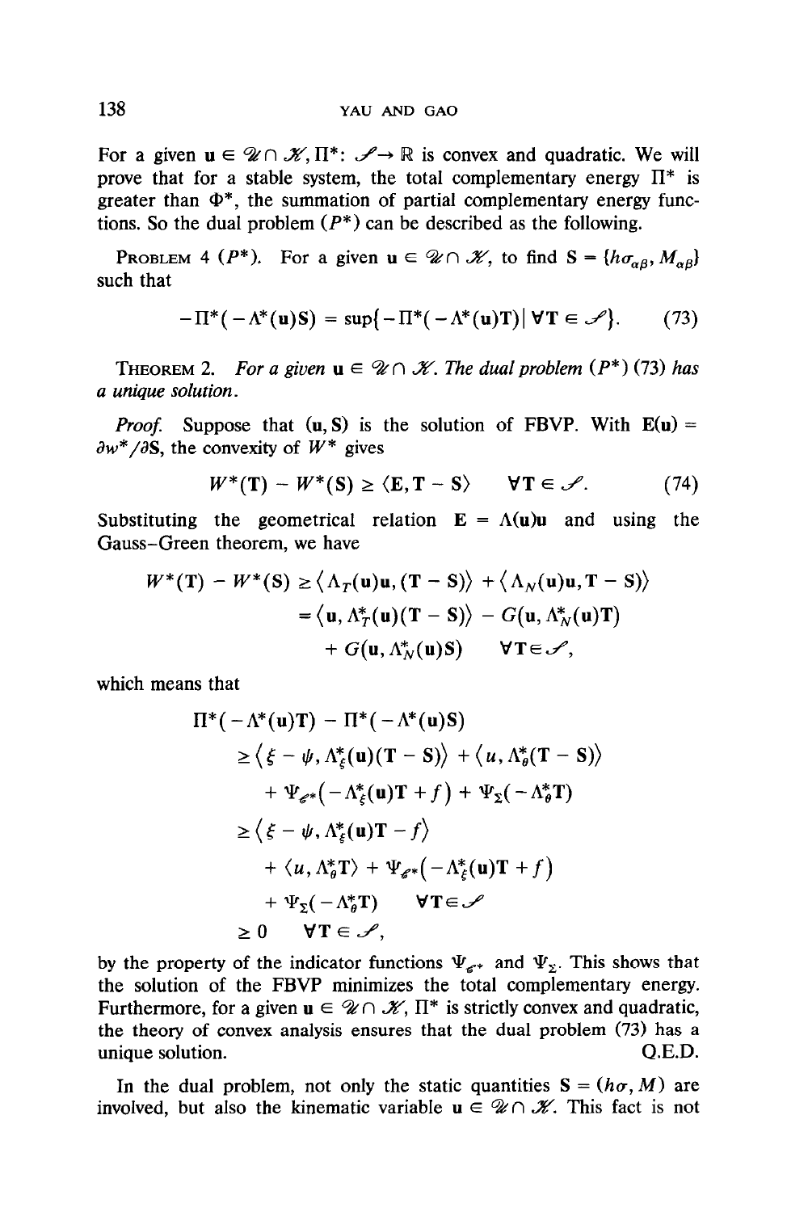For a given $\mathbf{u} \in \mathscr{U} \cap \mathscr{K}$, $\Pi^*$: $\mathscr{S} \to \mathbb{R}$ is convex and quadratic. We will prove that for a stable system, the total complementary energy $\Pi^*$ is greater than $\Phi^*$, the summation of partial complementary energy functions. So the dual problem $(P^*)$ can be described as the following.

PROBLEM 4 $(P^*)$. For a given $\mathbf{u} \in \mathscr{U} \cap \mathscr{K}$, to find $\mathbf{S} = \{h\sigma_{\alpha\beta}, M_{\alpha\beta}\}$ such that

$$-\Pi^*(-\Lambda^*(\mathbf{u})\mathbf{S}) = \sup\{-\Pi^*(-\Lambda^*(\mathbf{u})\mathbf{T}) \mid \forall \mathbf{T} \in \mathscr{S}\}. \tag{73}$$

THEOREM 2. *For a given $\mathbf{u} \in \mathscr{U} \cap \mathscr{K}$. The dual problem $(P^*)$ (73) has a unique solution.*

*Proof.* Suppose that $(\mathbf{u}, \mathbf{S})$ is the solution of FBVP. With $\mathbf{E}(\mathbf{u}) = \partial w^*/\partial \mathbf{S}$, the convexity of $W^*$ gives

$$W^*(\mathbf{T}) - W^*(\mathbf{S}) \geq \langle \mathbf{E}, \mathbf{T} - \mathbf{S} \rangle \qquad \forall \mathbf{T} \in \mathscr{S}. \tag{74}$$

Substituting the geometrical relation $\mathbf{E} = \Lambda(\mathbf{u})\mathbf{u}$ and using the Gauss–Green theorem, we have

$$\begin{aligned}
W^*(\mathbf{T}) - W^*(\mathbf{S}) &\geq \langle \Lambda_T(\mathbf{u})\mathbf{u}, (\mathbf{T} - \mathbf{S}) \rangle + \langle \Lambda_N(\mathbf{u})\mathbf{u}, \mathbf{T} - \mathbf{S} \rangle \\
&= \langle \mathbf{u}, \Lambda_T^*(\mathbf{u})(\mathbf{T} - \mathbf{S}) \rangle - G(\mathbf{u}, \Lambda_N^*(\mathbf{u})\mathbf{T}) \\
&\quad + G(\mathbf{u}, \Lambda_N^*(\mathbf{u})\mathbf{S}) \qquad \forall \mathbf{T} \in \mathscr{S},
\end{aligned}$$

which means that

$$\begin{aligned}
&\Pi^*(-\Lambda^*(\mathbf{u})\mathbf{T}) - \Pi^*(-\Lambda^*(\mathbf{u})\mathbf{S}) \\
&\quad \geq \langle \xi - \psi, \Lambda_\xi^*(\mathbf{u})(\mathbf{T} - \mathbf{S}) \rangle + \langle u, \Lambda_\theta^*(\mathbf{T} - \mathbf{S}) \rangle \\
&\qquad + \Psi_{\mathscr{E}^*}(-\Lambda_\xi^*(\mathbf{u})\mathbf{T} + f) + \Psi_\Sigma(-\Lambda_\theta^*\mathbf{T}) \\
&\quad \geq \langle \xi - \psi, \Lambda_\xi^*(\mathbf{u})\mathbf{T} - f \rangle \\
&\qquad + \langle u, \Lambda_\theta^*\mathbf{T} \rangle + \Psi_{\mathscr{E}^*}(-\Lambda_\xi^*(\mathbf{u})\mathbf{T} + f) \\
&\qquad + \Psi_\Sigma(-\Lambda_\theta^*\mathbf{T}) \qquad \forall \mathbf{T} \in \mathscr{S} \\
&\quad \geq 0 \qquad \forall \mathbf{T} \in \mathscr{S},
\end{aligned}$$

by the property of the indicator functions $\Psi_{\mathscr{E}^*}$ and $\Psi_\Sigma$. This shows that the solution of the FBVP minimizes the total complementary energy. Furthermore, for a given $\mathbf{u} \in \mathscr{U} \cap \mathscr{K}$, $\Pi^*$ is strictly convex and quadratic, the theory of convex analysis ensures that the dual problem (73) has a unique solution. Q.E.D.

In the dual problem, not only the static quantities $\mathbf{S} = (h\sigma, M)$ are involved, but also the kinematic variable $\mathbf{u} \in \mathscr{U} \cap \mathscr{K}$. This fact is not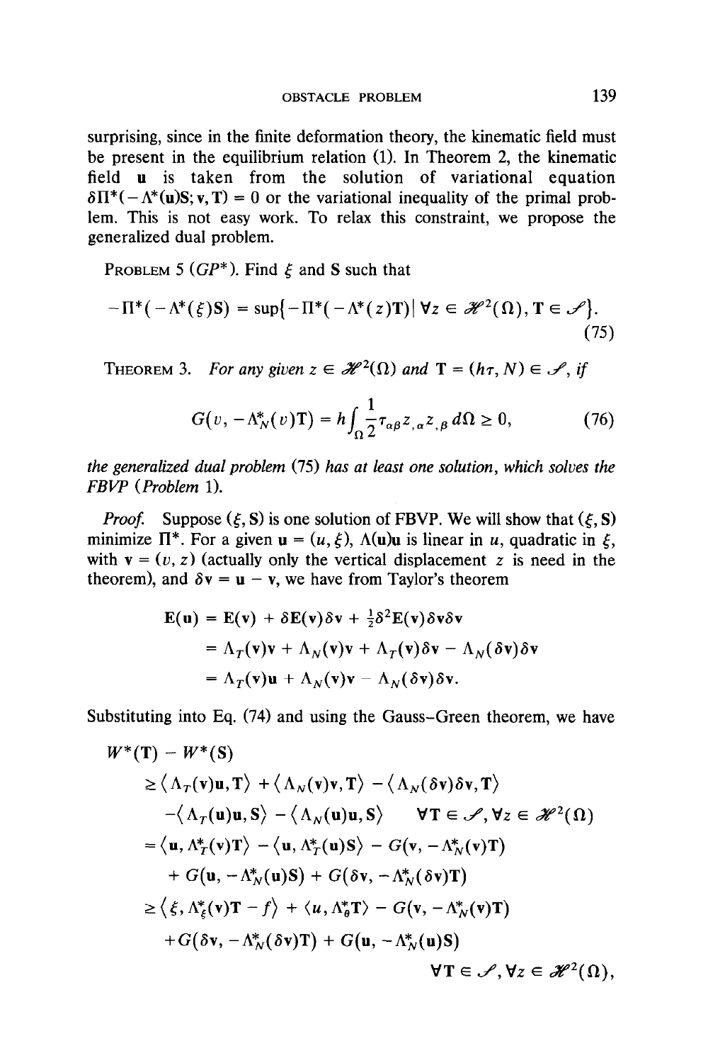surprising, since in the finite deformation theory, the kinematic field must be present in the equilibrium relation (1). In Theorem 2, the kinematic field $\mathbf{u}$ is taken from the solution of variational equation $\delta\Pi^*(-\Lambda^*(\mathbf{u})\mathbf{S}; \mathbf{v}, \mathbf{T}) = 0$ or the variational inequality of the primal problem. This is not easy work. To relax this constraint, we propose the generalized dual problem.

PROBLEM 5 ($GP^*$). Find $\xi$ and $\mathbf{S}$ such that

$$-\Pi^*(-\Lambda^*(\xi)\mathbf{S}) = \sup\{-\Pi^*(-\Lambda^*(z)\mathbf{T}) \mid \forall z \in \mathscr{H}^2(\Omega), \mathbf{T} \in \mathscr{S}\}. \tag{75}$$

THEOREM 3. *For any given $z \in \mathscr{H}^2(\Omega)$ and $\mathbf{T} = (h\tau, N) \in \mathscr{S}$, if*

$$G(v, -\Lambda_N^*(v)\mathbf{T}) = h\int_\Omega \frac{1}{2}\tau_{\alpha\beta} z_{,\alpha} z_{,\beta}\, d\Omega \geq 0, \tag{76}$$

*the generalized dual problem* (75) *has at least one solution, which solves the FBVP* (*Problem* 1).

*Proof.* Suppose $(\xi, \mathbf{S})$ is one solution of FBVP. We will show that $(\xi, \mathbf{S})$ minimize $\Pi^*$. For a given $\mathbf{u} = (u, \xi)$, $\Lambda(\mathbf{u})\mathbf{u}$ is linear in $u$, quadratic in $\xi$, with $\mathbf{v} = (v, z)$ (actually only the vertical displacement $z$ is need in the theorem), and $\delta\mathbf{v} = \mathbf{u} - \mathbf{v}$, we have from Taylor's theorem

$$\begin{aligned}
\mathbf{E}(\mathbf{u}) &= \mathbf{E}(\mathbf{v}) + \delta\mathbf{E}(\mathbf{v})\delta\mathbf{v} + \tfrac{1}{2}\delta^2\mathbf{E}(\mathbf{v})\delta\mathbf{v}\delta\mathbf{v} \\
&= \Lambda_T(\mathbf{v})\mathbf{v} + \Lambda_N(\mathbf{v})\mathbf{v} + \Lambda_T(\mathbf{v})\delta\mathbf{v} - \Lambda_N(\delta\mathbf{v})\delta\mathbf{v} \\
&= \Lambda_T(\mathbf{v})\mathbf{u} + \Lambda_N(\mathbf{v})\mathbf{v} - \Lambda_N(\delta\mathbf{v})\delta\mathbf{v}.
\end{aligned}$$

Substituting into Eq. (74) and using the Gauss–Green theorem, we have

$$\begin{aligned}
& W^*(\mathbf{T}) - W^*(\mathbf{S}) \\
&\quad \geq \langle \Lambda_T(\mathbf{v})\mathbf{u}, \mathbf{T}\rangle + \langle \Lambda_N(\mathbf{v})\mathbf{v}, \mathbf{T}\rangle - \langle \Lambda_N(\delta\mathbf{v})\delta\mathbf{v}, \mathbf{T}\rangle \\
&\qquad - \langle \Lambda_T(\mathbf{u})\mathbf{u}, \mathbf{S}\rangle - \langle \Lambda_N(\mathbf{u})\mathbf{u}, \mathbf{S}\rangle \qquad \forall \mathbf{T} \in \mathscr{S}, \forall z \in \mathscr{H}^2(\Omega) \\
&\quad = \langle \mathbf{u}, \Lambda_T^*(\mathbf{v})\mathbf{T}\rangle - \langle \mathbf{u}, \Lambda_T^*(\mathbf{u})\mathbf{S}\rangle - G(\mathbf{v}, -\Lambda_N^*(\mathbf{v})\mathbf{T}) \\
&\qquad + G(\mathbf{u}, -\Lambda_N^*(\mathbf{u})\mathbf{S}) + G(\delta\mathbf{v}, -\Lambda_N^*(\delta\mathbf{v})\mathbf{T}) \\
&\quad \geq \langle \xi, \Lambda_\xi^*(\mathbf{v})\mathbf{T} - f\rangle + \langle u, \Lambda_\theta^*\mathbf{T}\rangle - G(\mathbf{v}, -\Lambda_N^*(\mathbf{v})\mathbf{T}) \\
&\qquad + G(\delta\mathbf{v}, -\Lambda_N^*(\delta\mathbf{v})\mathbf{T}) + G(\mathbf{u}, -\Lambda_N^*(\mathbf{u})\mathbf{S}) \\
&\qquad\qquad \forall \mathbf{T} \in \mathscr{S}, \forall z \in \mathscr{H}^2(\Omega),
\end{aligned}$$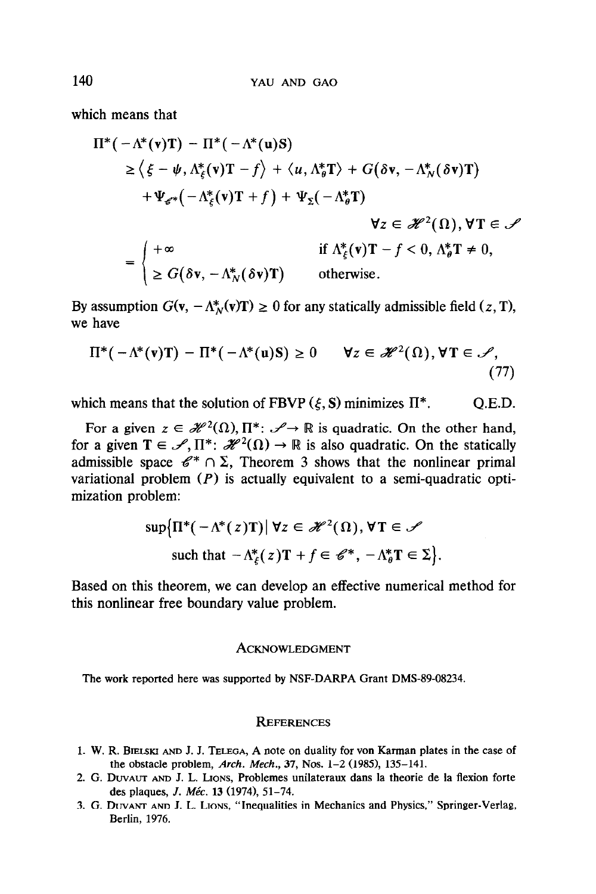which means that

$$
\begin{aligned}
&\Pi^*(-\Lambda^*(\mathbf{v})\mathbf{T}) - \Pi^*(-\Lambda^*(\mathbf{u})\mathbf{S}) \\
&\quad \geq \left\langle \xi - \psi, \Lambda_\xi^*(\mathbf{v})\mathbf{T} - f \right\rangle + \langle u, \Lambda_\theta^*\mathbf{T}\rangle + G(\delta\mathbf{v}, -\Lambda_N^*(\delta\mathbf{v})\mathbf{T}) \\
&\quad\quad + \Psi_{\mathscr{C}^*}\left(-\Lambda_\xi^*(\mathbf{v})\mathbf{T} + f\right) + \Psi_\Sigma(-\Lambda_\theta^*\mathbf{T}) \\
&\qquad\qquad\qquad\qquad\qquad\qquad\qquad\qquad \forall z \in \mathscr{H}^2(\Omega), \forall \mathbf{T} \in \mathscr{S} \\
&\quad = \begin{cases} +\infty & \text{if } \Lambda_\xi^*(\mathbf{v})\mathbf{T} - f < 0,\ \Lambda_\theta^*\mathbf{T} \neq 0, \\ \geq G(\delta\mathbf{v}, -\Lambda_N^*(\delta\mathbf{v})\mathbf{T}) & \text{otherwise}. \end{cases}
\end{aligned}
$$

By assumption $G(\mathbf{v}, -\Lambda_N^*(\mathbf{v})\mathbf{T}) \geq 0$ for any statically admissible field $(z, \mathbf{T})$, we have

$$
\Pi^*(-\Lambda^*(\mathbf{v})\mathbf{T}) - \Pi^*(-\Lambda^*(\mathbf{u})\mathbf{S}) \geq 0 \qquad \forall z \in \mathscr{H}^2(\Omega), \forall \mathbf{T} \in \mathscr{S}, \tag{77}
$$

which means that the solution of FBVP $(\xi, \mathbf{S})$ minimizes $\Pi^*$. Q.E.D.

For a given $z \in \mathscr{H}^2(\Omega)$, $\Pi^*: \mathscr{S} \to \mathbb{R}$ is quadratic. On the other hand, for a given $\mathbf{T} \in \mathscr{S}$, $\Pi^*: \mathscr{H}^2(\Omega) \to \mathbb{R}$ is also quadratic. On the statically admissible space $\mathscr{C}^* \cap \Sigma$, Theorem 3 shows that the nonlinear primal variational problem $(P)$ is actually equivalent to a semi-quadratic optimization problem:

$$
\begin{aligned}
\sup\{\Pi^*(-\Lambda^*(z)\mathbf{T}) \,|\, &\forall z \in \mathscr{H}^2(\Omega), \forall \mathbf{T} \in \mathscr{S} \\
&\text{such that } -\Lambda_\xi^*(z)\mathbf{T} + f \in \mathscr{C}^*, -\Lambda_\theta^*\mathbf{T} \in \Sigma\}.
\end{aligned}
$$

Based on this theorem, we can develop an effective numerical method for this nonlinear free boundary value problem.

## Acknowledgment

The work reported here was supported by NSF-DARPA Grant DMS-89-08234.

## References

1. W. R. Bielski and J. J. Telega, A note on duality for von Karman plates in the case of the obstacle problem, *Arch. Mech.*, **37**, Nos. 1–2 (1985), 135–141.
2. G. Duvaut and J. L. Lions, Problemes unilateraux dans la theorie de la flexion forte des plaques, *J. Méc.* **13** (1974), 51–74.
3. G. Duvant and J. L. Lions, "Inequalities in Mechanics and Physics," Springer-Verlag, Berlin, 1976.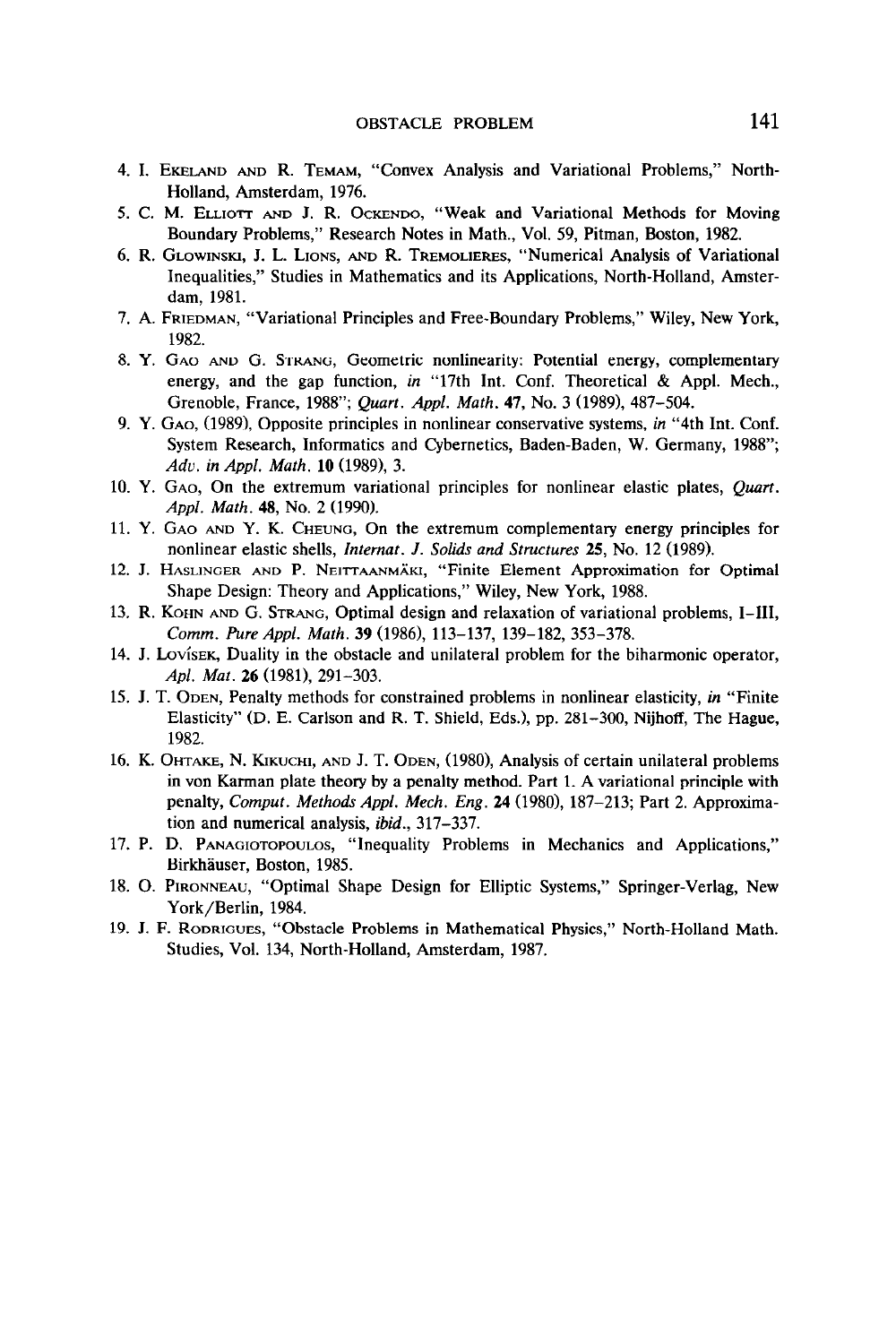4. I. Ekeland and R. Temam, "Convex Analysis and Variational Problems," North-Holland, Amsterdam, 1976.
5. C. M. Elliott and J. R. Ockendo, "Weak and Variational Methods for Moving Boundary Problems," Research Notes in Math., Vol. 59, Pitman, Boston, 1982.
6. R. Glowinski, J. L. Lions, and R. Tremolieres, "Numerical Analysis of Variational Inequalities," Studies in Mathematics and its Applications, North-Holland, Amsterdam, 1981.
7. A. Friedman, "Variational Principles and Free-Boundary Problems," Wiley, New York, 1982.
8. Y. Gao and G. Strang, Geometric nonlinearity: Potential energy, complementary energy, and the gap function, *in* "17th Int. Conf. Theoretical & Appl. Mech., Grenoble, France, 1988"; *Quart. Appl. Math.* **47**, No. 3 (1989), 487–504.
9. Y. Gao, (1989), Opposite principles in nonlinear conservative systems, *in* "4th Int. Conf. System Research, Informatics and Cybernetics, Baden-Baden, W. Germany, 1988"; *Adv. in Appl. Math.* **10** (1989), 3.
10. Y. Gao, On the extremum variational principles for nonlinear elastic plates, *Quart. Appl. Math.* **48**, No. 2 (1990).
11. Y. Gao and Y. K. Cheung, On the extremum complementary energy principles for nonlinear elastic shells, *Internat. J. Solids and Structures* **25**, No. 12 (1989).
12. J. Haslinger and P. Neittaanmäki, "Finite Element Approximation for Optimal Shape Design: Theory and Applications," Wiley, New York, 1988.
13. R. Kohn and G. Strang, Optimal design and relaxation of variational problems, I–III, *Comm. Pure Appl. Math.* **39** (1986), 113–137, 139–182, 353–378.
14. J. Lovísek, Duality in the obstacle and unilateral problem for the biharmonic operator, *Apl. Mat.* **26** (1981), 291–303.
15. J. T. Oden, Penalty methods for constrained problems in nonlinear elasticity, *in* "Finite Elasticity" (D. E. Carlson and R. T. Shield, Eds.), pp. 281–300, Nijhoff, The Hague, 1982.
16. K. Ohtake, N. Kikuchi, and J. T. Oden, (1980), Analysis of certain unilateral problems in von Karman plate theory by a penalty method. Part 1. A variational principle with penalty, *Comput. Methods Appl. Mech. Eng.* **24** (1980), 187–213; Part 2. Approximation and numerical analysis, *ibid.*, 317–337.
17. P. D. Panagiotopoulos, "Inequality Problems in Mechanics and Applications," Birkhäuser, Boston, 1985.
18. O. Pironneau, "Optimal Shape Design for Elliptic Systems," Springer-Verlag, New York/Berlin, 1984.
19. J. F. Rodrigues, "Obstacle Problems in Mathematical Physics," North-Holland Math. Studies, Vol. 134, North-Holland, Amsterdam, 1987.